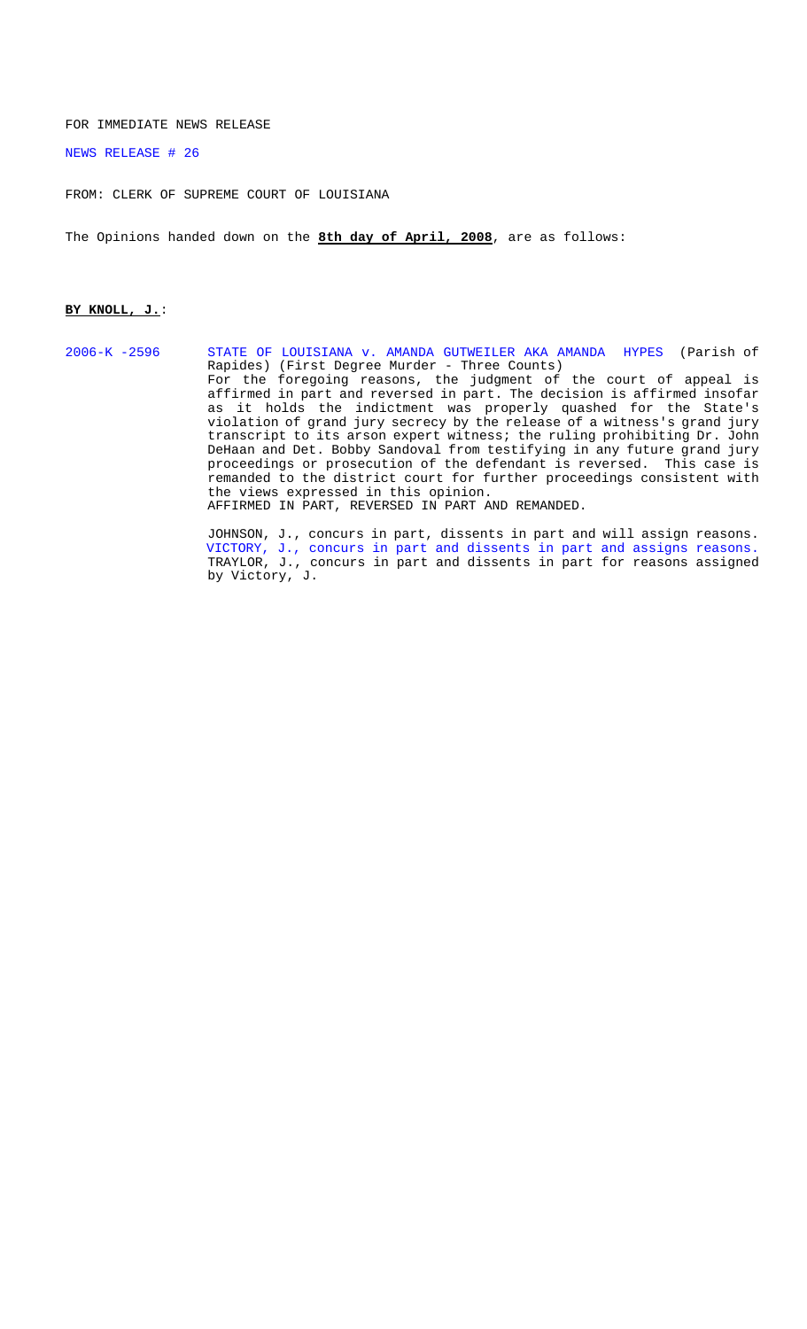FOR IMMEDIATE NEWS RELEASE

NEWS RELEASE # 26

FROM: CLERK OF SUPREME COURT OF LOUISIANA

The Opinions handed down on the **8th day of April, 2008**, are as follows:

**BY KNOLL, J.**:

2006-K -2596 STATE OF LOUISIANA v. AMANDA GUTWEILER AKA AMANDA HYPES (Parish of Rapides) (First Degree Murder - Three Counts)

For the foregoing reasons, the judgment of the court of appeal is affirmed in part and reversed in part. The decision is affirmed insofar as it holds the indictment was properly quashed for the State's violation of grand jury secrecy by the release of a witness's grand jury transcript to its arson expert witness; the ruling prohibiting Dr. John DeHaan and Det. Bobby Sandoval from testifying in any future grand jury proceedings or prosecution of the defendant is reversed. This case is remanded to the district court for further proceedings consistent with the views expressed in this opinion.

AFFIRMED IN PART, REVERSED IN PART AND REMANDED.

JOHNSON, J., concurs in part, dissents in part and will assign reasons.
VICTORY, J., concurs in part and dissents in part and assigns reasons.
TRAYLOR, J., concurs in part and dissents in part for reasons assigned by Victory, J.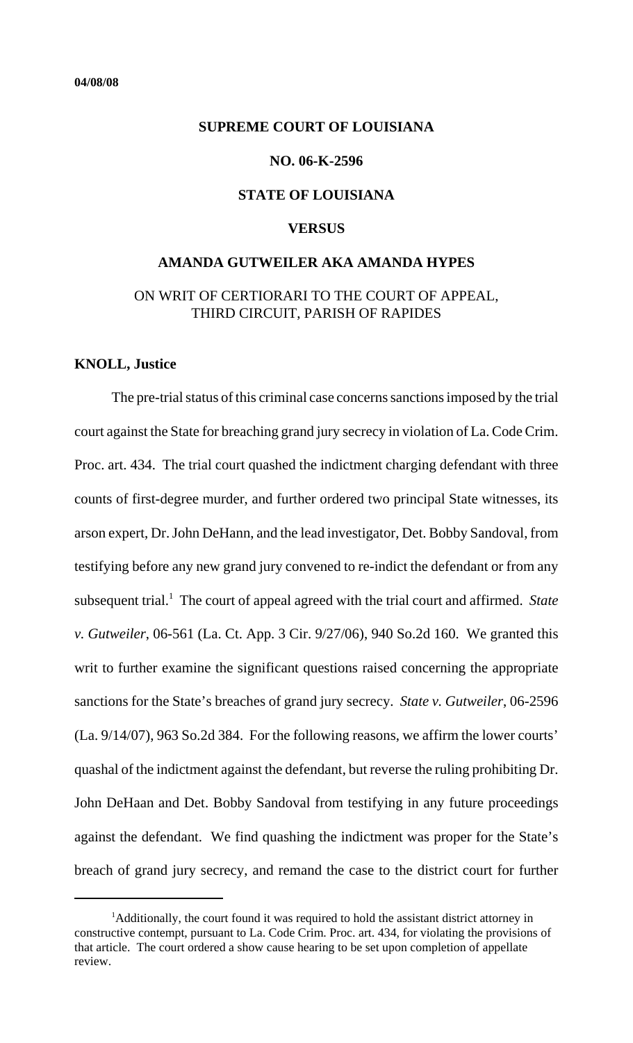**04/08/08**

**SUPREME COURT OF LOUISIANA**

**NO. 06-K-2596**

**STATE OF LOUISIANA**

**VERSUS**

**AMANDA GUTWEILER AKA AMANDA HYPES**

ON WRIT OF CERTIORARI TO THE COURT OF APPEAL, THIRD CIRCUIT, PARISH OF RAPIDES

**KNOLL, Justice**

The pre-trial status of this criminal case concerns sanctions imposed by the trial court against the State for breaching grand jury secrecy in violation of La. Code Crim. Proc. art. 434. The trial court quashed the indictment charging defendant with three counts of first-degree murder, and further ordered two principal State witnesses, its arson expert, Dr. John DeHann, and the lead investigator, Det. Bobby Sandoval, from testifying before any new grand jury convened to re-indict the defendant or from any subsequent trial.[1] The court of appeal agreed with the trial court and affirmed. *State v. Gutweiler*, 06-561 (La. Ct. App. 3 Cir. 9/27/06), 940 So.2d 160. We granted this writ to further examine the significant questions raised concerning the appropriate sanctions for the State's breaches of grand jury secrecy. *State v. Gutweiler*, 06-2596 (La. 9/14/07), 963 So.2d 384. For the following reasons, we affirm the lower courts' quashal of the indictment against the defendant, but reverse the ruling prohibiting Dr. John DeHaan and Det. Bobby Sandoval from testifying in any future proceedings against the defendant. We find quashing the indictment was proper for the State's breach of grand jury secrecy, and remand the case to the district court for further

[1] Additionally, the court found it was required to hold the assistant district attorney in constructive contempt, pursuant to La. Code Crim. Proc. art. 434, for violating the provisions of that article. The court ordered a show cause hearing to be set upon completion of appellate review.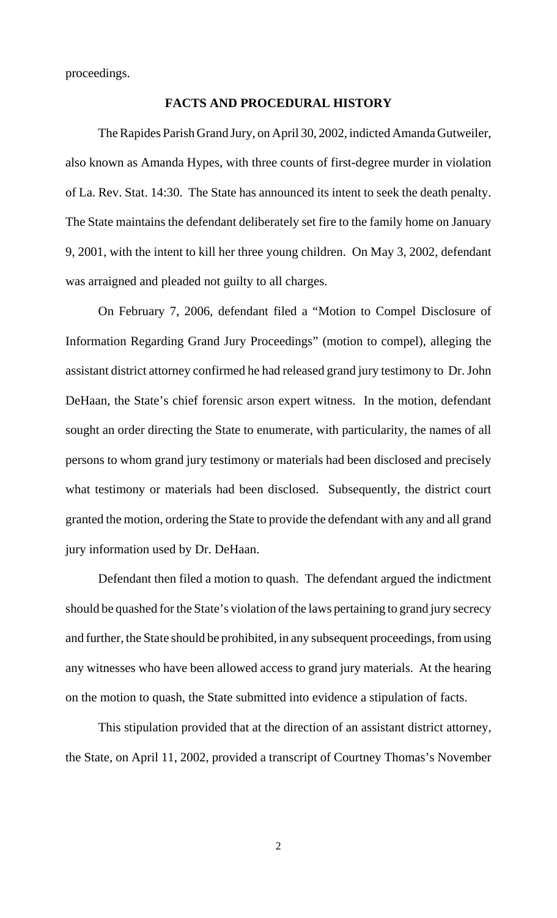proceedings.

## FACTS AND PROCEDURAL HISTORY

The Rapides Parish Grand Jury, on April 30, 2002, indicted Amanda Gutweiler, also known as Amanda Hypes, with three counts of first-degree murder in violation of La. Rev. Stat. 14:30. The State has announced its intent to seek the death penalty. The State maintains the defendant deliberately set fire to the family home on January 9, 2001, with the intent to kill her three young children. On May 3, 2002, defendant was arraigned and pleaded not guilty to all charges.

On February 7, 2006, defendant filed a "Motion to Compel Disclosure of Information Regarding Grand Jury Proceedings" (motion to compel), alleging the assistant district attorney confirmed he had released grand jury testimony to Dr. John DeHaan, the State's chief forensic arson expert witness. In the motion, defendant sought an order directing the State to enumerate, with particularity, the names of all persons to whom grand jury testimony or materials had been disclosed and precisely what testimony or materials had been disclosed. Subsequently, the district court granted the motion, ordering the State to provide the defendant with any and all grand jury information used by Dr. DeHaan.

Defendant then filed a motion to quash. The defendant argued the indictment should be quashed for the State's violation of the laws pertaining to grand jury secrecy and further, the State should be prohibited, in any subsequent proceedings, from using any witnesses who have been allowed access to grand jury materials. At the hearing on the motion to quash, the State submitted into evidence a stipulation of facts.

This stipulation provided that at the direction of an assistant district attorney, the State, on April 11, 2002, provided a transcript of Courtney Thomas's November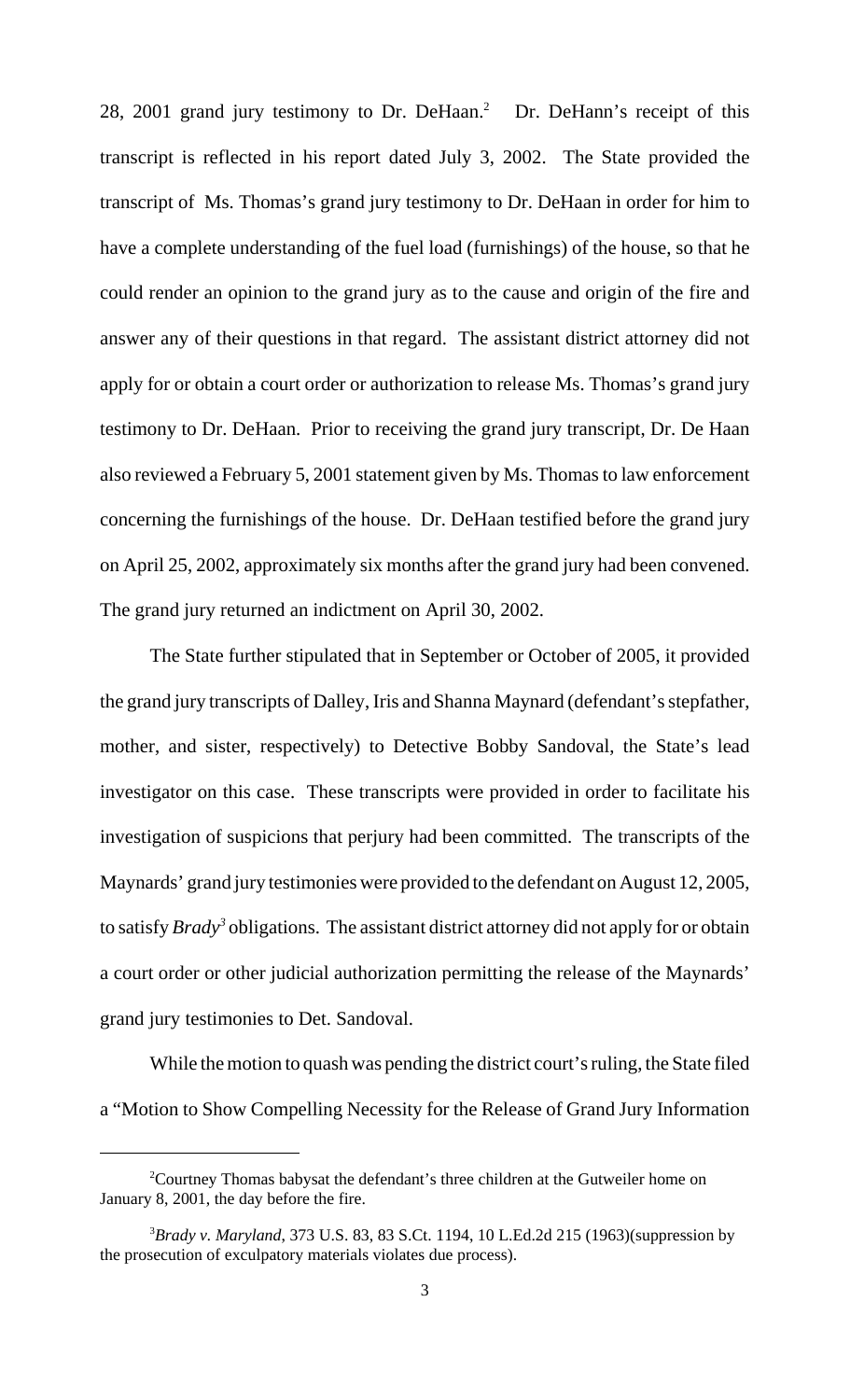28, 2001 grand jury testimony to Dr. DeHaan.[2] Dr. DeHann's receipt of this transcript is reflected in his report dated July 3, 2002. The State provided the transcript of Ms. Thomas's grand jury testimony to Dr. DeHaan in order for him to have a complete understanding of the fuel load (furnishings) of the house, so that he could render an opinion to the grand jury as to the cause and origin of the fire and answer any of their questions in that regard. The assistant district attorney did not apply for or obtain a court order or authorization to release Ms. Thomas's grand jury testimony to Dr. DeHaan. Prior to receiving the grand jury transcript, Dr. De Haan also reviewed a February 5, 2001 statement given by Ms. Thomas to law enforcement concerning the furnishings of the house. Dr. DeHaan testified before the grand jury on April 25, 2002, approximately six months after the grand jury had been convened. The grand jury returned an indictment on April 30, 2002.

The State further stipulated that in September or October of 2005, it provided the grand jury transcripts of Dalley, Iris and Shanna Maynard (defendant's stepfather, mother, and sister, respectively) to Detective Bobby Sandoval, the State's lead investigator on this case. These transcripts were provided in order to facilitate his investigation of suspicions that perjury had been committed. The transcripts of the Maynards' grand jury testimonies were provided to the defendant on August 12, 2005, to satisfy *Brady*[3] obligations. The assistant district attorney did not apply for or obtain a court order or other judicial authorization permitting the release of the Maynards' grand jury testimonies to Det. Sandoval.

While the motion to quash was pending the district court's ruling, the State filed a "Motion to Show Compelling Necessity for the Release of Grand Jury Information

---

[2]Courtney Thomas babysat the defendant's three children at the Gutweiler home on January 8, 2001, the day before the fire.

[3]*Brady v. Maryland*, 373 U.S. 83, 83 S.Ct. 1194, 10 L.Ed.2d 215 (1963)(suppression by the prosecution of exculpatory materials violates due process).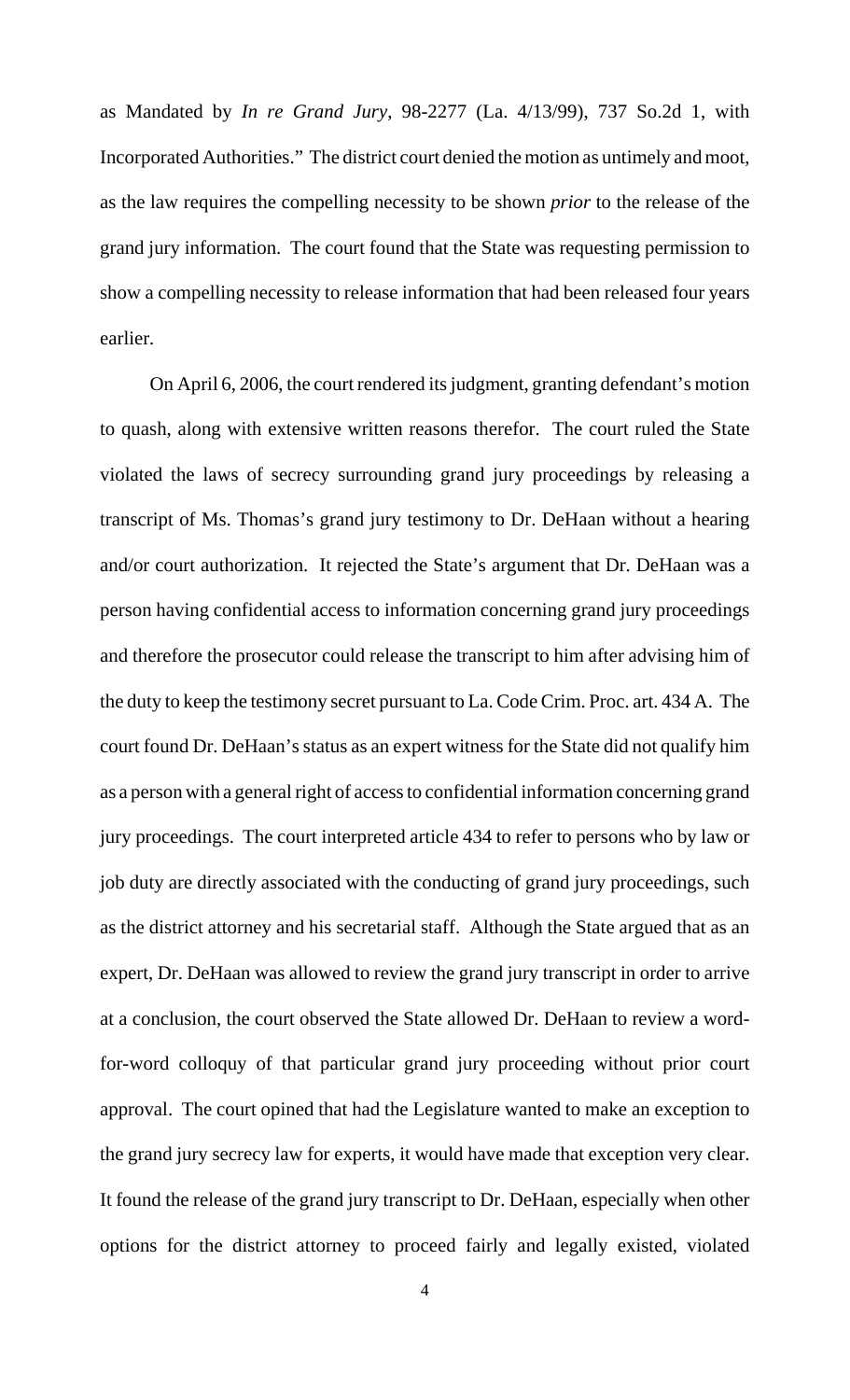as Mandated by *In re Grand Jury*, 98-2277 (La. 4/13/99), 737 So.2d 1, with Incorporated Authorities." The district court denied the motion as untimely and moot, as the law requires the compelling necessity to be shown *prior* to the release of the grand jury information. The court found that the State was requesting permission to show a compelling necessity to release information that had been released four years earlier.

On April 6, 2006, the court rendered its judgment, granting defendant's motion to quash, along with extensive written reasons therefor. The court ruled the State violated the laws of secrecy surrounding grand jury proceedings by releasing a transcript of Ms. Thomas's grand jury testimony to Dr. DeHaan without a hearing and/or court authorization. It rejected the State's argument that Dr. DeHaan was a person having confidential access to information concerning grand jury proceedings and therefore the prosecutor could release the transcript to him after advising him of the duty to keep the testimony secret pursuant to La. Code Crim. Proc. art. 434 A. The court found Dr. DeHaan's status as an expert witness for the State did not qualify him as a person with a general right of access to confidential information concerning grand jury proceedings. The court interpreted article 434 to refer to persons who by law or job duty are directly associated with the conducting of grand jury proceedings, such as the district attorney and his secretarial staff. Although the State argued that as an expert, Dr. DeHaan was allowed to review the grand jury transcript in order to arrive at a conclusion, the court observed the State allowed Dr. DeHaan to review a word-for-word colloquy of that particular grand jury proceeding without prior court approval. The court opined that had the Legislature wanted to make an exception to the grand jury secrecy law for experts, it would have made that exception very clear. It found the release of the grand jury transcript to Dr. DeHaan, especially when other options for the district attorney to proceed fairly and legally existed, violated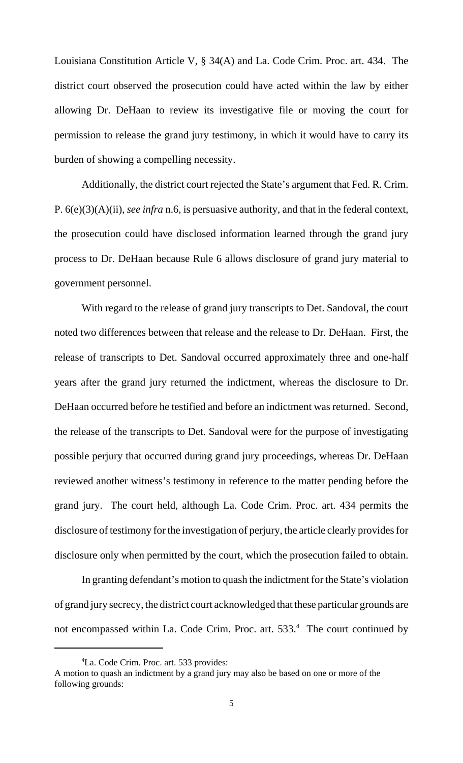Louisiana Constitution Article V, § 34(A) and La. Code Crim. Proc. art. 434. The district court observed the prosecution could have acted within the law by either allowing Dr. DeHaan to review its investigative file or moving the court for permission to release the grand jury testimony, in which it would have to carry its burden of showing a compelling necessity.

Additionally, the district court rejected the State's argument that Fed. R. Crim. P. 6(e)(3)(A)(ii), *see infra* n.6, is persuasive authority, and that in the federal context, the prosecution could have disclosed information learned through the grand jury process to Dr. DeHaan because Rule 6 allows disclosure of grand jury material to government personnel.

With regard to the release of grand jury transcripts to Det. Sandoval, the court noted two differences between that release and the release to Dr. DeHaan. First, the release of transcripts to Det. Sandoval occurred approximately three and one-half years after the grand jury returned the indictment, whereas the disclosure to Dr. DeHaan occurred before he testified and before an indictment was returned. Second, the release of the transcripts to Det. Sandoval were for the purpose of investigating possible perjury that occurred during grand jury proceedings, whereas Dr. DeHaan reviewed another witness's testimony in reference to the matter pending before the grand jury. The court held, although La. Code Crim. Proc. art. 434 permits the disclosure of testimony for the investigation of perjury, the article clearly provides for disclosure only when permitted by the court, which the prosecution failed to obtain.

In granting defendant's motion to quash the indictment for the State's violation of grand jury secrecy, the district court acknowledged that these particular grounds are not encompassed within La. Code Crim. Proc. art. 533.[4] The court continued by

---

[4] La. Code Crim. Proc. art. 533 provides:
A motion to quash an indictment by a grand jury may also be based on one or more of the following grounds: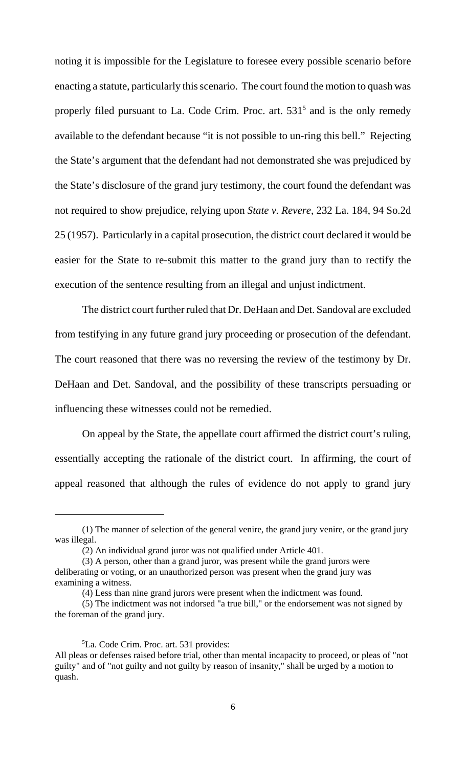noting it is impossible for the Legislature to foresee every possible scenario before enacting a statute, particularly this scenario. The court found the motion to quash was properly filed pursuant to La. Code Crim. Proc. art. 531[5] and is the only remedy available to the defendant because "it is not possible to un-ring this bell." Rejecting the State's argument that the defendant had not demonstrated she was prejudiced by the State's disclosure of the grand jury testimony, the court found the defendant was not required to show prejudice, relying upon *State v. Revere*, 232 La. 184, 94 So.2d 25 (1957). Particularly in a capital prosecution, the district court declared it would be easier for the State to re-submit this matter to the grand jury than to rectify the execution of the sentence resulting from an illegal and unjust indictment.

The district court further ruled that Dr. DeHaan and Det. Sandoval are excluded from testifying in any future grand jury proceeding or prosecution of the defendant. The court reasoned that there was no reversing the review of the testimony by Dr. DeHaan and Det. Sandoval, and the possibility of these transcripts persuading or influencing these witnesses could not be remedied.

On appeal by the State, the appellate court affirmed the district court's ruling, essentially accepting the rationale of the district court. In affirming, the court of appeal reasoned that although the rules of evidence do not apply to grand jury

---

(1) The manner of selection of the general venire, the grand jury venire, or the grand jury was illegal.

(2) An individual grand juror was not qualified under Article 401.

(3) A person, other than a grand juror, was present while the grand jurors were deliberating or voting, or an unauthorized person was present when the grand jury was examining a witness.

(4) Less than nine grand jurors were present when the indictment was found.

(5) The indictment was not indorsed "a true bill," or the endorsement was not signed by the foreman of the grand jury.

[5]La. Code Crim. Proc. art. 531 provides:
All pleas or defenses raised before trial, other than mental incapacity to proceed, or pleas of "not guilty" and of "not guilty and not guilty by reason of insanity," shall be urged by a motion to quash.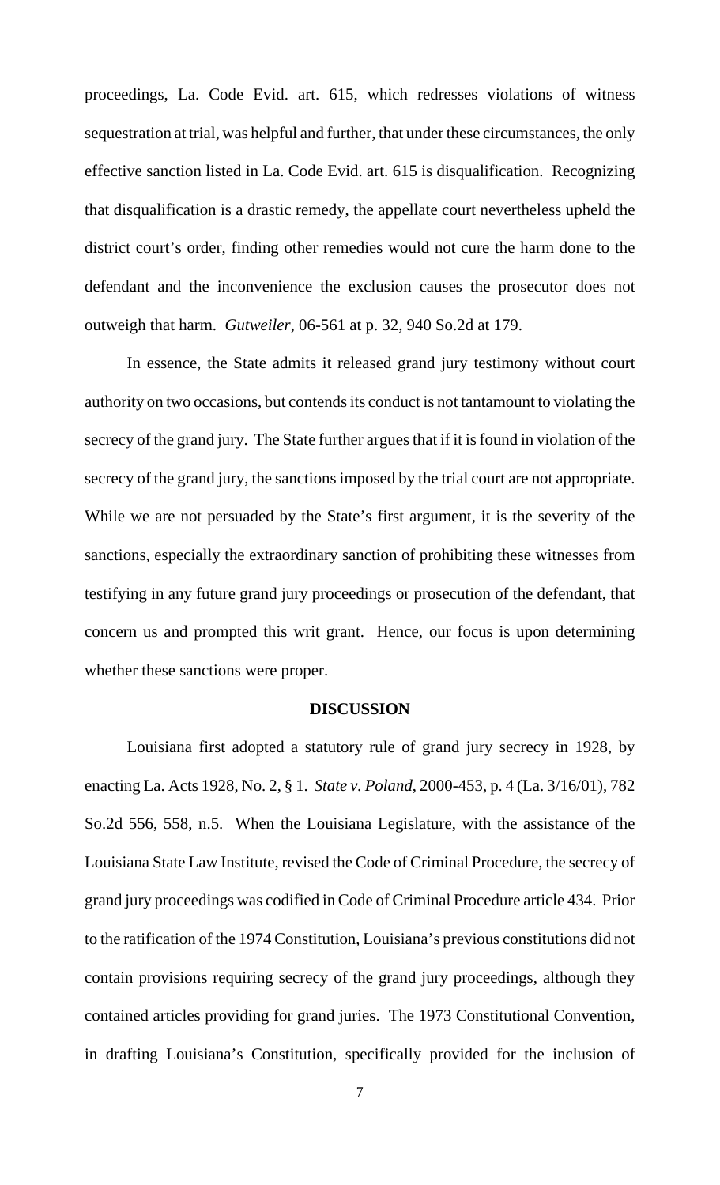proceedings, La. Code Evid. art. 615, which redresses violations of witness sequestration at trial, was helpful and further, that under these circumstances, the only effective sanction listed in La. Code Evid. art. 615 is disqualification. Recognizing that disqualification is a drastic remedy, the appellate court nevertheless upheld the district court's order, finding other remedies would not cure the harm done to the defendant and the inconvenience the exclusion causes the prosecutor does not outweigh that harm. *Gutweiler*, 06-561 at p. 32, 940 So.2d at 179.

In essence, the State admits it released grand jury testimony without court authority on two occasions, but contends its conduct is not tantamount to violating the secrecy of the grand jury. The State further argues that if it is found in violation of the secrecy of the grand jury, the sanctions imposed by the trial court are not appropriate. While we are not persuaded by the State's first argument, it is the severity of the sanctions, especially the extraordinary sanction of prohibiting these witnesses from testifying in any future grand jury proceedings or prosecution of the defendant, that concern us and prompted this writ grant. Hence, our focus is upon determining whether these sanctions were proper.

## DISCUSSION

Louisiana first adopted a statutory rule of grand jury secrecy in 1928, by enacting La. Acts 1928, No. 2, § 1. *State v. Poland*, 2000-453, p. 4 (La. 3/16/01), 782 So.2d 556, 558, n.5. When the Louisiana Legislature, with the assistance of the Louisiana State Law Institute, revised the Code of Criminal Procedure, the secrecy of grand jury proceedings was codified in Code of Criminal Procedure article 434. Prior to the ratification of the 1974 Constitution, Louisiana's previous constitutions did not contain provisions requiring secrecy of the grand jury proceedings, although they contained articles providing for grand juries. The 1973 Constitutional Convention, in drafting Louisiana's Constitution, specifically provided for the inclusion of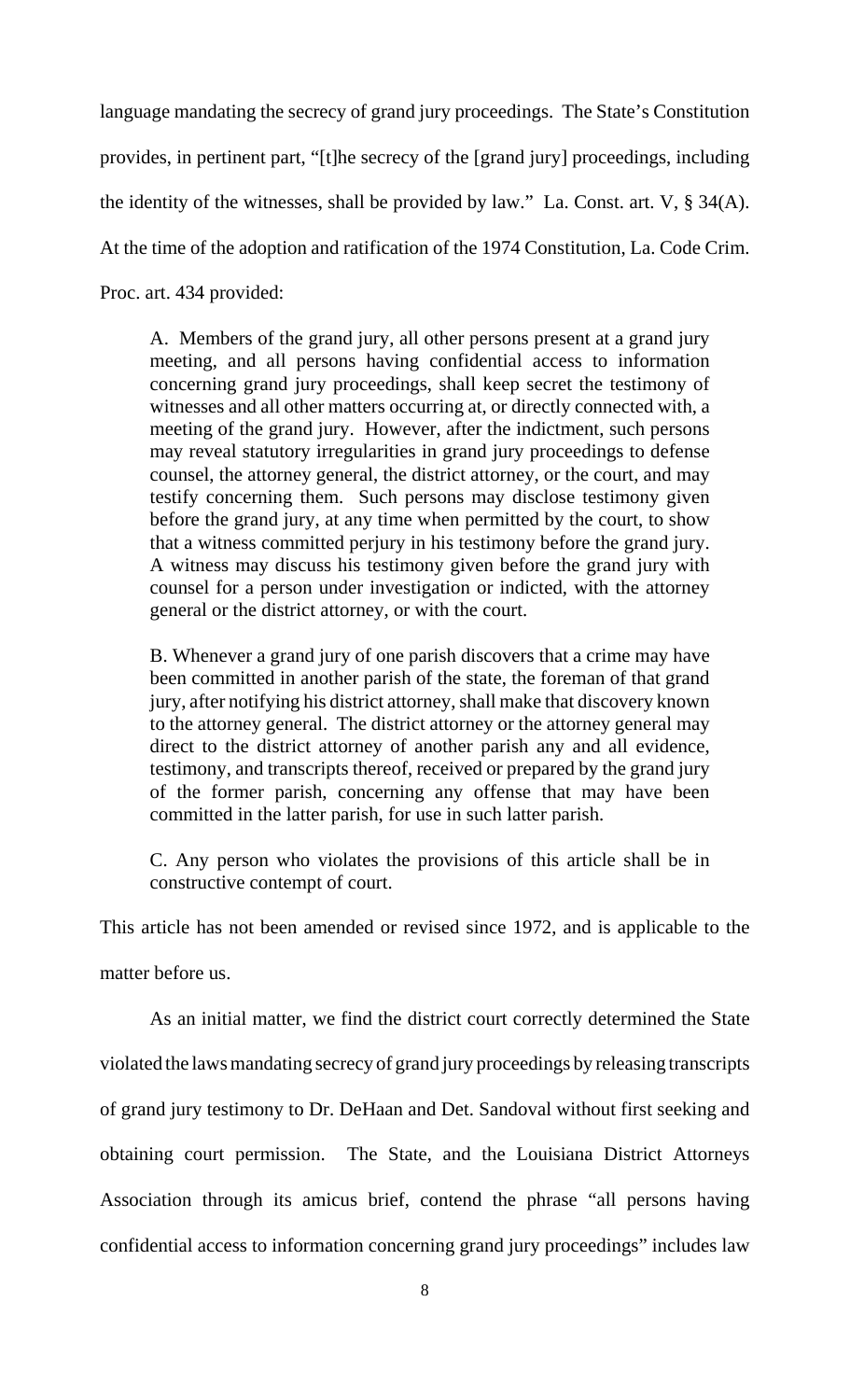language mandating the secrecy of grand jury proceedings. The State's Constitution provides, in pertinent part, "[t]he secrecy of the [grand jury] proceedings, including the identity of the witnesses, shall be provided by law." La. Const. art. V, § 34(A). At the time of the adoption and ratification of the 1974 Constitution, La. Code Crim. Proc. art. 434 provided:

> A. Members of the grand jury, all other persons present at a grand jury meeting, and all persons having confidential access to information concerning grand jury proceedings, shall keep secret the testimony of witnesses and all other matters occurring at, or directly connected with, a meeting of the grand jury. However, after the indictment, such persons may reveal statutory irregularities in grand jury proceedings to defense counsel, the attorney general, the district attorney, or the court, and may testify concerning them. Such persons may disclose testimony given before the grand jury, at any time when permitted by the court, to show that a witness committed perjury in his testimony before the grand jury. A witness may discuss his testimony given before the grand jury with counsel for a person under investigation or indicted, with the attorney general or the district attorney, or with the court.
>
> B. Whenever a grand jury of one parish discovers that a crime may have been committed in another parish of the state, the foreman of that grand jury, after notifying his district attorney, shall make that discovery known to the attorney general. The district attorney or the attorney general may direct to the district attorney of another parish any and all evidence, testimony, and transcripts thereof, received or prepared by the grand jury of the former parish, concerning any offense that may have been committed in the latter parish, for use in such latter parish.
>
> C. Any person who violates the provisions of this article shall be in constructive contempt of court.

This article has not been amended or revised since 1972, and is applicable to the matter before us.

As an initial matter, we find the district court correctly determined the State violated the laws mandating secrecy of grand jury proceedings by releasing transcripts of grand jury testimony to Dr. DeHaan and Det. Sandoval without first seeking and obtaining court permission. The State, and the Louisiana District Attorneys Association through its amicus brief, contend the phrase "all persons having confidential access to information concerning grand jury proceedings" includes law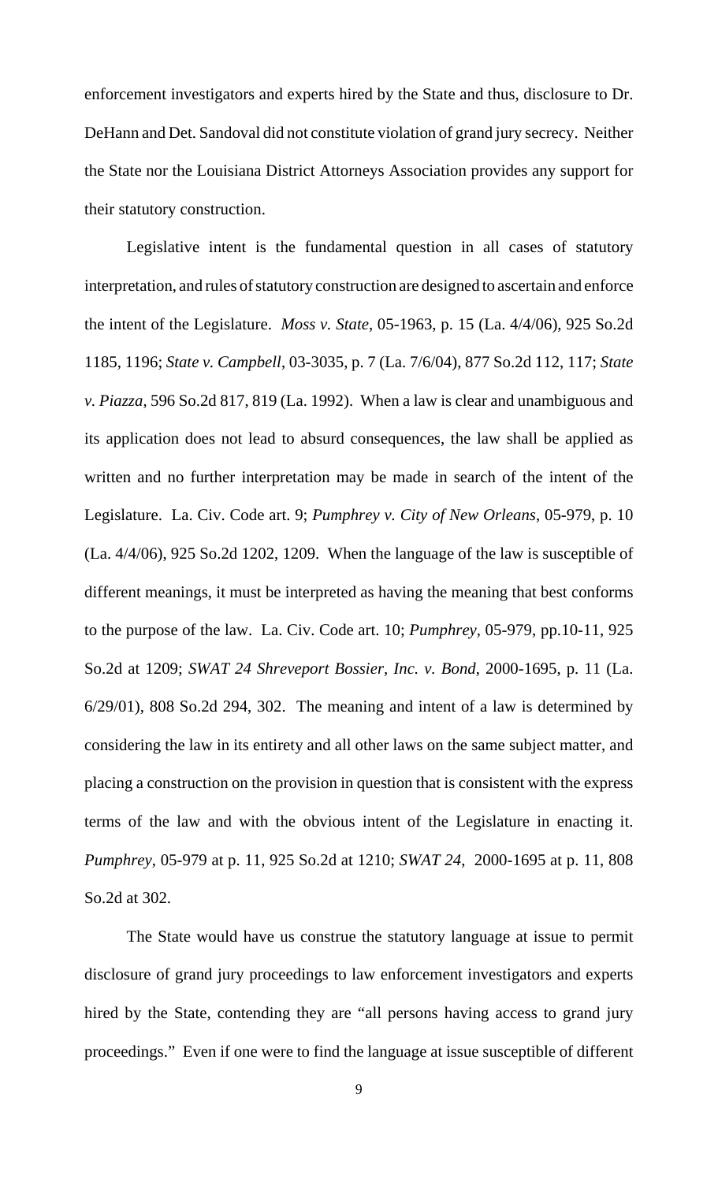enforcement investigators and experts hired by the State and thus, disclosure to Dr. DeHann and Det. Sandoval did not constitute violation of grand jury secrecy. Neither the State nor the Louisiana District Attorneys Association provides any support for their statutory construction.

Legislative intent is the fundamental question in all cases of statutory interpretation, and rules of statutory construction are designed to ascertain and enforce the intent of the Legislature. *Moss v. State*, 05-1963, p. 15 (La. 4/4/06), 925 So.2d 1185, 1196; *State v. Campbell*, 03-3035, p. 7 (La. 7/6/04), 877 So.2d 112, 117; *State v. Piazza*, 596 So.2d 817, 819 (La. 1992). When a law is clear and unambiguous and its application does not lead to absurd consequences, the law shall be applied as written and no further interpretation may be made in search of the intent of the Legislature. La. Civ. Code art. 9; *Pumphrey v. City of New Orleans*, 05-979, p. 10 (La. 4/4/06), 925 So.2d 1202, 1209. When the language of the law is susceptible of different meanings, it must be interpreted as having the meaning that best conforms to the purpose of the law. La. Civ. Code art. 10; *Pumphrey*, 05-979, pp.10-11, 925 So.2d at 1209; *SWAT 24 Shreveport Bossier, Inc. v. Bond*, 2000-1695, p. 11 (La. 6/29/01), 808 So.2d 294, 302. The meaning and intent of a law is determined by considering the law in its entirety and all other laws on the same subject matter, and placing a construction on the provision in question that is consistent with the express terms of the law and with the obvious intent of the Legislature in enacting it. *Pumphrey*, 05-979 at p. 11, 925 So.2d at 1210; *SWAT 24*, 2000-1695 at p. 11, 808 So.2d at 302.

The State would have us construe the statutory language at issue to permit disclosure of grand jury proceedings to law enforcement investigators and experts hired by the State, contending they are "all persons having access to grand jury proceedings." Even if one were to find the language at issue susceptible of different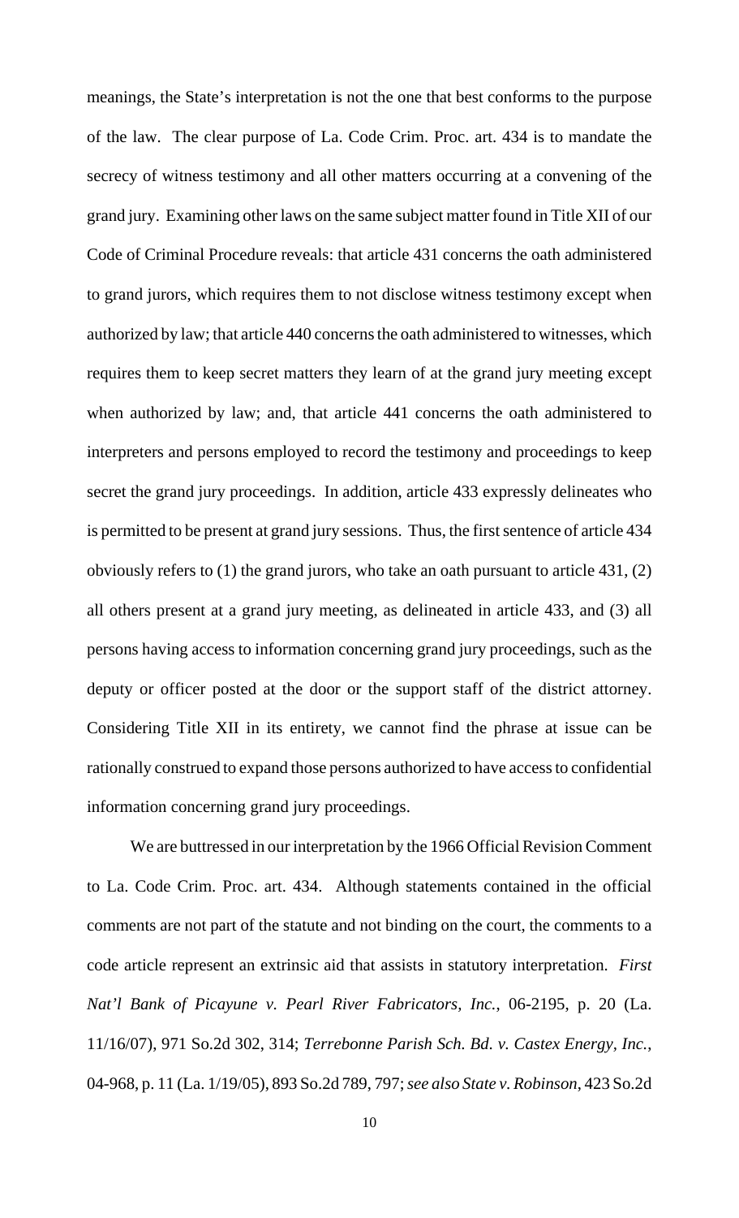meanings, the State's interpretation is not the one that best conforms to the purpose of the law. The clear purpose of La. Code Crim. Proc. art. 434 is to mandate the secrecy of witness testimony and all other matters occurring at a convening of the grand jury. Examining other laws on the same subject matter found in Title XII of our Code of Criminal Procedure reveals: that article 431 concerns the oath administered to grand jurors, which requires them to not disclose witness testimony except when authorized by law; that article 440 concerns the oath administered to witnesses, which requires them to keep secret matters they learn of at the grand jury meeting except when authorized by law; and, that article 441 concerns the oath administered to interpreters and persons employed to record the testimony and proceedings to keep secret the grand jury proceedings. In addition, article 433 expressly delineates who is permitted to be present at grand jury sessions. Thus, the first sentence of article 434 obviously refers to (1) the grand jurors, who take an oath pursuant to article 431, (2) all others present at a grand jury meeting, as delineated in article 433, and (3) all persons having access to information concerning grand jury proceedings, such as the deputy or officer posted at the door or the support staff of the district attorney. Considering Title XII in its entirety, we cannot find the phrase at issue can be rationally construed to expand those persons authorized to have access to confidential information concerning grand jury proceedings.

We are buttressed in our interpretation by the 1966 Official Revision Comment to La. Code Crim. Proc. art. 434. Although statements contained in the official comments are not part of the statute and not binding on the court, the comments to a code article represent an extrinsic aid that assists in statutory interpretation. *First Nat'l Bank of Picayune v. Pearl River Fabricators, Inc.*, 06-2195, p. 20 (La. 11/16/07), 971 So.2d 302, 314; *Terrebonne Parish Sch. Bd. v. Castex Energy, Inc.*, 04-968, p. 11 (La. 1/19/05), 893 So.2d 789, 797; *see also State v. Robinson*, 423 So.2d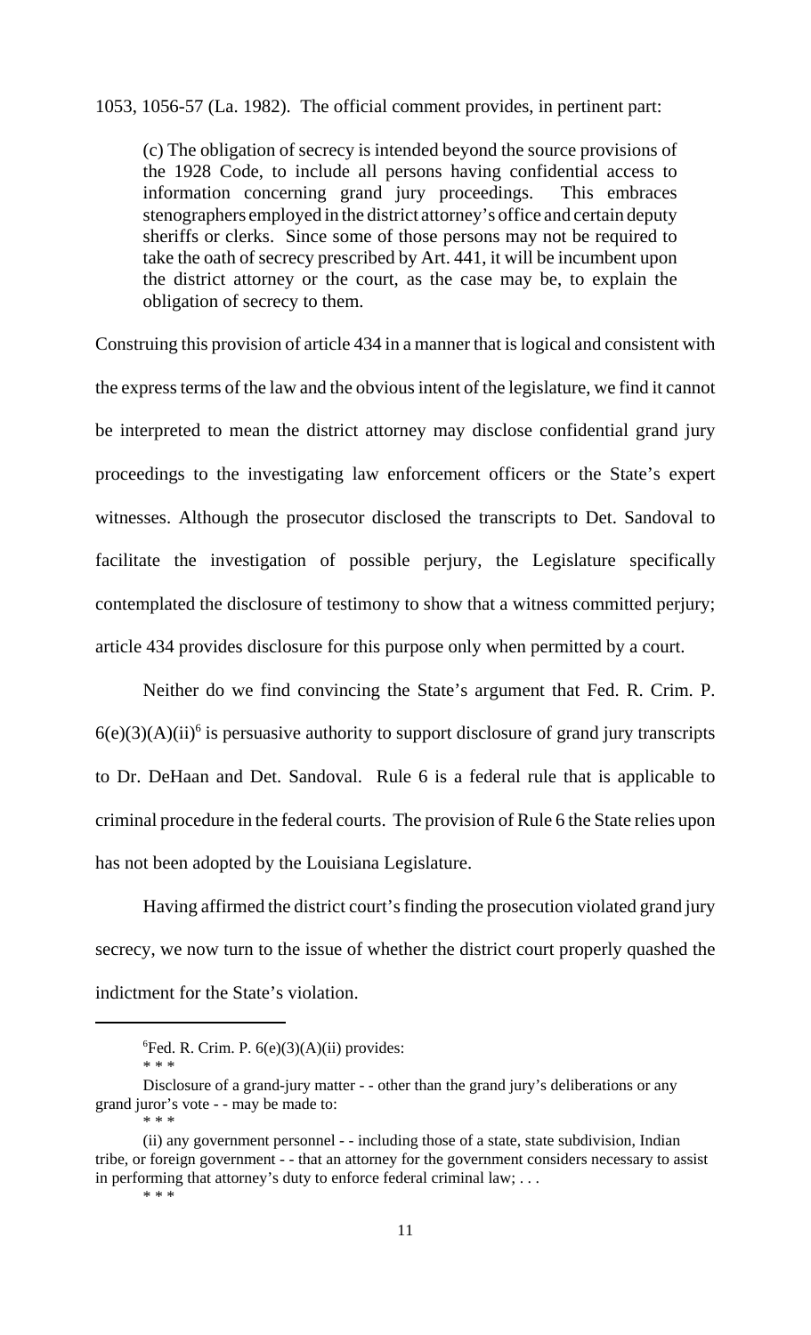1053, 1056-57 (La. 1982). The official comment provides, in pertinent part:

> (c) The obligation of secrecy is intended beyond the source provisions of the 1928 Code, to include all persons having confidential access to information concerning grand jury proceedings. This embraces stenographers employed in the district attorney's office and certain deputy sheriffs or clerks. Since some of those persons may not be required to take the oath of secrecy prescribed by Art. 441, it will be incumbent upon the district attorney or the court, as the case may be, to explain the obligation of secrecy to them.

Construing this provision of article 434 in a manner that is logical and consistent with the express terms of the law and the obvious intent of the legislature, we find it cannot be interpreted to mean the district attorney may disclose confidential grand jury proceedings to the investigating law enforcement officers or the State's expert witnesses. Although the prosecutor disclosed the transcripts to Det. Sandoval to facilitate the investigation of possible perjury, the Legislature specifically contemplated the disclosure of testimony to show that a witness committed perjury; article 434 provides disclosure for this purpose only when permitted by a court.

Neither do we find convincing the State's argument that Fed. R. Crim. P. 6(e)(3)(A)(ii)[6] is persuasive authority to support disclosure of grand jury transcripts to Dr. DeHaan and Det. Sandoval. Rule 6 is a federal rule that is applicable to criminal procedure in the federal courts. The provision of Rule 6 the State relies upon has not been adopted by the Louisiana Legislature.

Having affirmed the district court's finding the prosecution violated grand jury secrecy, we now turn to the issue of whether the district court properly quashed the indictment for the State's violation.

---

[6] Fed. R. Crim. P. 6(e)(3)(A)(ii) provides:

\* \* \*

Disclosure of a grand-jury matter - - other than the grand jury's deliberations or any grand juror's vote - - may be made to:

\* \* \*

(ii) any government personnel - - including those of a state, state subdivision, Indian tribe, or foreign government - - that an attorney for the government considers necessary to assist in performing that attorney's duty to enforce federal criminal law; . . .

\* \* \*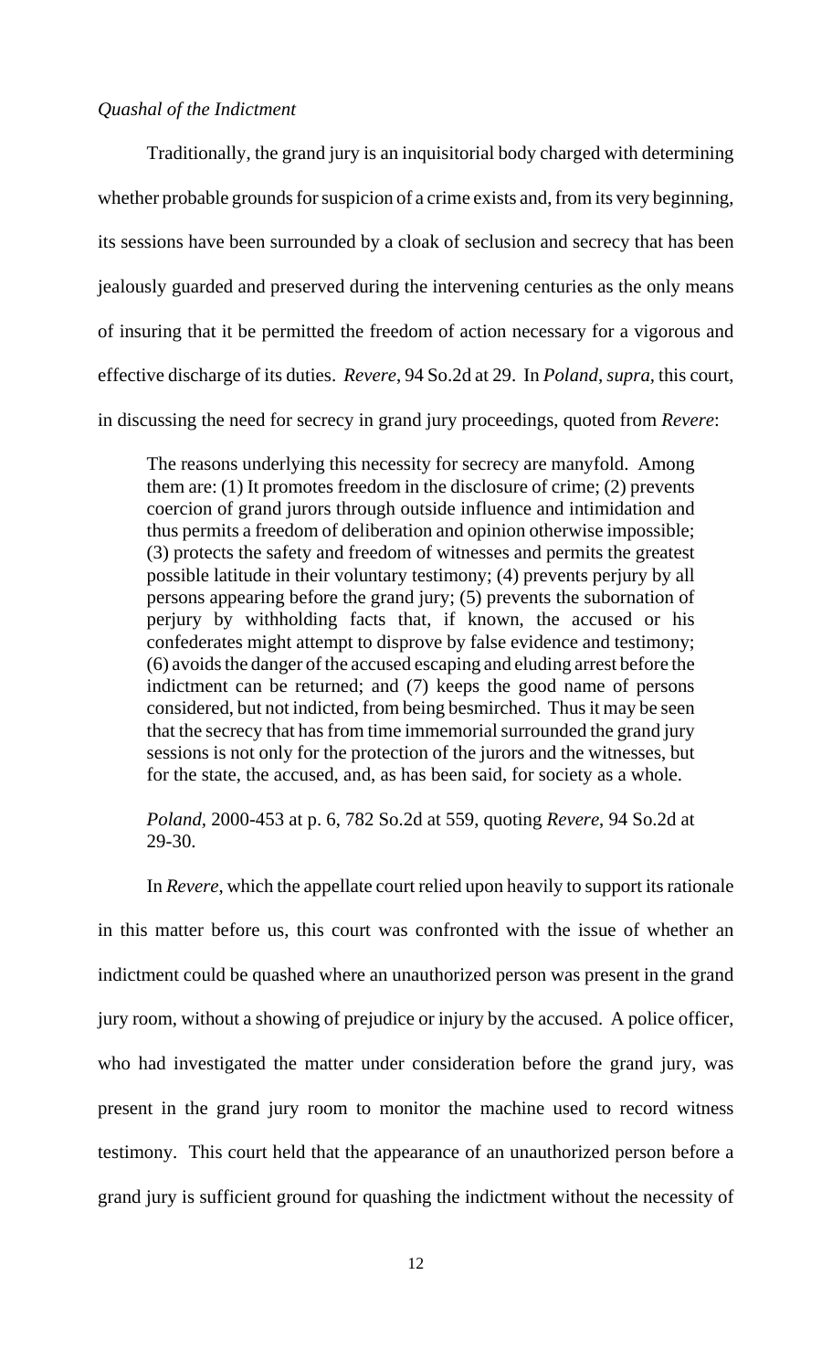*Quashal of the Indictment*

Traditionally, the grand jury is an inquisitorial body charged with determining whether probable grounds for suspicion of a crime exists and, from its very beginning, its sessions have been surrounded by a cloak of seclusion and secrecy that has been jealously guarded and preserved during the intervening centuries as the only means of insuring that it be permitted the freedom of action necessary for a vigorous and effective discharge of its duties. *Revere*, 94 So.2d at 29. In *Poland*, *supra*, this court, in discussing the need for secrecy in grand jury proceedings, quoted from *Revere*:

> The reasons underlying this necessity for secrecy are manyfold. Among them are: (1) It promotes freedom in the disclosure of crime; (2) prevents coercion of grand jurors through outside influence and intimidation and thus permits a freedom of deliberation and opinion otherwise impossible; (3) protects the safety and freedom of witnesses and permits the greatest possible latitude in their voluntary testimony; (4) prevents perjury by all persons appearing before the grand jury; (5) prevents the subornation of perjury by withholding facts that, if known, the accused or his confederates might attempt to disprove by false evidence and testimony; (6) avoids the danger of the accused escaping and eluding arrest before the indictment can be returned; and (7) keeps the good name of persons considered, but not indicted, from being besmirched. Thus it may be seen that the secrecy that has from time immemorial surrounded the grand jury sessions is not only for the protection of the jurors and the witnesses, but for the state, the accused, and, as has been said, for society as a whole.
>
> *Poland*, 2000-453 at p. 6, 782 So.2d at 559, quoting *Revere*, 94 So.2d at 29-30.

In *Revere*, which the appellate court relied upon heavily to support its rationale in this matter before us, this court was confronted with the issue of whether an indictment could be quashed where an unauthorized person was present in the grand jury room, without a showing of prejudice or injury by the accused. A police officer, who had investigated the matter under consideration before the grand jury, was present in the grand jury room to monitor the machine used to record witness testimony. This court held that the appearance of an unauthorized person before a grand jury is sufficient ground for quashing the indictment without the necessity of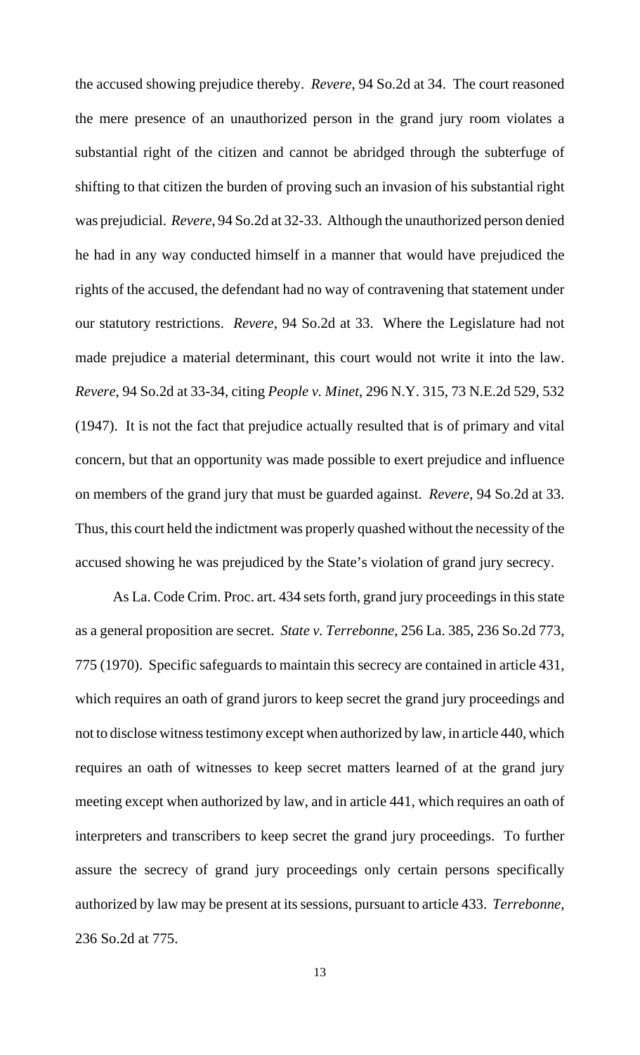the accused showing prejudice thereby. *Revere*, 94 So.2d at 34. The court reasoned the mere presence of an unauthorized person in the grand jury room violates a substantial right of the citizen and cannot be abridged through the subterfuge of shifting to that citizen the burden of proving such an invasion of his substantial right was prejudicial. *Revere*, 94 So.2d at 32-33. Although the unauthorized person denied he had in any way conducted himself in a manner that would have prejudiced the rights of the accused, the defendant had no way of contravening that statement under our statutory restrictions. *Revere*, 94 So.2d at 33. Where the Legislature had not made prejudice a material determinant, this court would not write it into the law. *Revere*, 94 So.2d at 33-34, citing *People v. Minet*, 296 N.Y. 315, 73 N.E.2d 529, 532 (1947). It is not the fact that prejudice actually resulted that is of primary and vital concern, but that an opportunity was made possible to exert prejudice and influence on members of the grand jury that must be guarded against. *Revere*, 94 So.2d at 33. Thus, this court held the indictment was properly quashed without the necessity of the accused showing he was prejudiced by the State's violation of grand jury secrecy.

As La. Code Crim. Proc. art. 434 sets forth, grand jury proceedings in this state as a general proposition are secret. *State v. Terrebonne*, 256 La. 385, 236 So.2d 773, 775 (1970). Specific safeguards to maintain this secrecy are contained in article 431, which requires an oath of grand jurors to keep secret the grand jury proceedings and not to disclose witness testimony except when authorized by law, in article 440, which requires an oath of witnesses to keep secret matters learned of at the grand jury meeting except when authorized by law, and in article 441, which requires an oath of interpreters and transcribers to keep secret the grand jury proceedings. To further assure the secrecy of grand jury proceedings only certain persons specifically authorized by law may be present at its sessions, pursuant to article 433. *Terrebonne*, 236 So.2d at 775.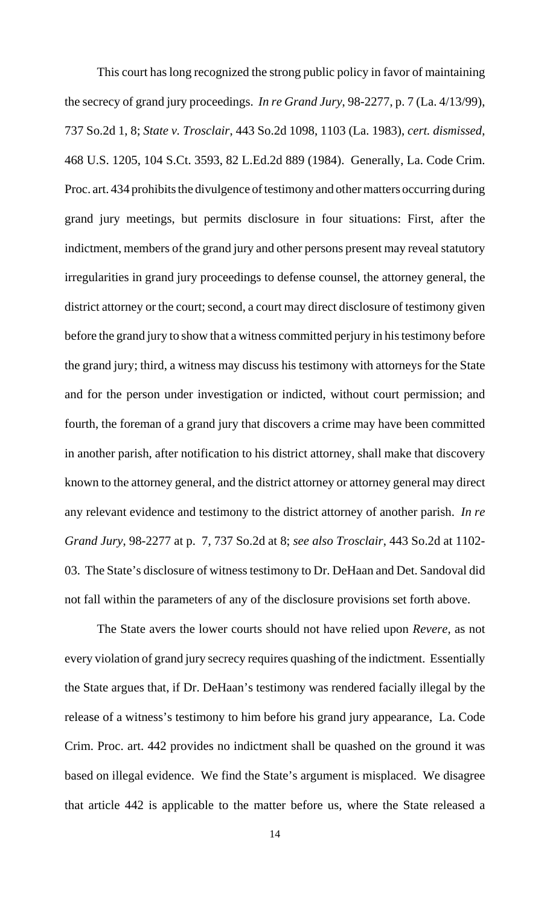This court has long recognized the strong public policy in favor of maintaining the secrecy of grand jury proceedings. *In re Grand Jury*, 98-2277, p. 7 (La. 4/13/99), 737 So.2d 1, 8; *State v. Trosclair*, 443 So.2d 1098, 1103 (La. 1983), *cert. dismissed*, 468 U.S. 1205, 104 S.Ct. 3593, 82 L.Ed.2d 889 (1984). Generally, La. Code Crim. Proc. art. 434 prohibits the divulgence of testimony and other matters occurring during grand jury meetings, but permits disclosure in four situations: First, after the indictment, members of the grand jury and other persons present may reveal statutory irregularities in grand jury proceedings to defense counsel, the attorney general, the district attorney or the court; second, a court may direct disclosure of testimony given before the grand jury to show that a witness committed perjury in his testimony before the grand jury; third, a witness may discuss his testimony with attorneys for the State and for the person under investigation or indicted, without court permission; and fourth, the foreman of a grand jury that discovers a crime may have been committed in another parish, after notification to his district attorney, shall make that discovery known to the attorney general, and the district attorney or attorney general may direct any relevant evidence and testimony to the district attorney of another parish. *In re Grand Jury*, 98-2277 at p. 7, 737 So.2d at 8; *see also Trosclair*, 443 So.2d at 1102-03. The State's disclosure of witness testimony to Dr. DeHaan and Det. Sandoval did not fall within the parameters of any of the disclosure provisions set forth above.

The State avers the lower courts should not have relied upon *Revere*, as not every violation of grand jury secrecy requires quashing of the indictment. Essentially the State argues that, if Dr. DeHaan's testimony was rendered facially illegal by the release of a witness's testimony to him before his grand jury appearance, La. Code Crim. Proc. art. 442 provides no indictment shall be quashed on the ground it was based on illegal evidence. We find the State's argument is misplaced. We disagree that article 442 is applicable to the matter before us, where the State released a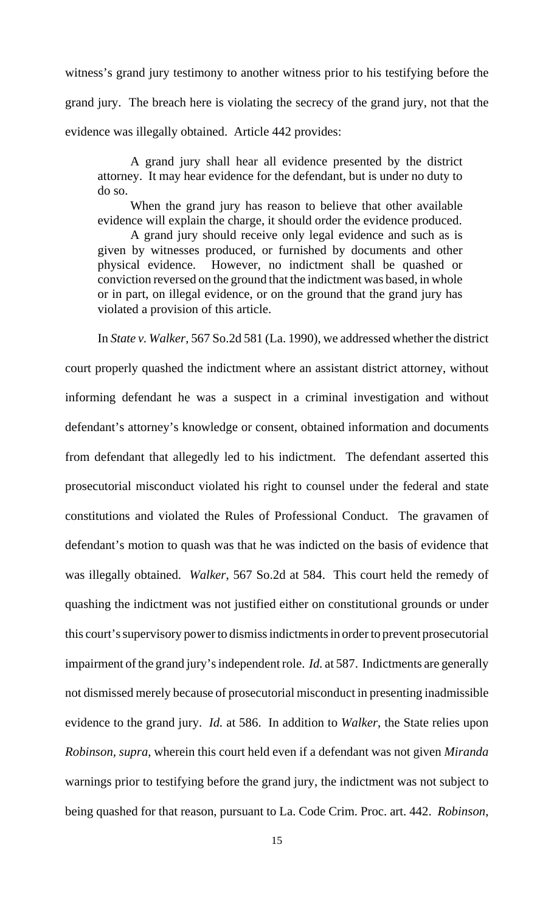witness's grand jury testimony to another witness prior to his testifying before the grand jury. The breach here is violating the secrecy of the grand jury, not that the evidence was illegally obtained. Article 442 provides:

> A grand jury shall hear all evidence presented by the district attorney. It may hear evidence for the defendant, but is under no duty to do so.
>
> When the grand jury has reason to believe that other available evidence will explain the charge, it should order the evidence produced.
>
> A grand jury should receive only legal evidence and such as is given by witnesses produced, or furnished by documents and other physical evidence. However, no indictment shall be quashed or conviction reversed on the ground that the indictment was based, in whole or in part, on illegal evidence, or on the ground that the grand jury has violated a provision of this article.

In *State v. Walker*, 567 So.2d 581 (La. 1990), we addressed whether the district court properly quashed the indictment where an assistant district attorney, without informing defendant he was a suspect in a criminal investigation and without defendant's attorney's knowledge or consent, obtained information and documents from defendant that allegedly led to his indictment. The defendant asserted this prosecutorial misconduct violated his right to counsel under the federal and state constitutions and violated the Rules of Professional Conduct. The gravamen of defendant's motion to quash was that he was indicted on the basis of evidence that was illegally obtained. *Walker*, 567 So.2d at 584. This court held the remedy of quashing the indictment was not justified either on constitutional grounds or under this court's supervisory power to dismiss indictments in order to prevent prosecutorial impairment of the grand jury's independent role. *Id.* at 587. Indictments are generally not dismissed merely because of prosecutorial misconduct in presenting inadmissible evidence to the grand jury. *Id.* at 586. In addition to *Walker*, the State relies upon *Robinson, supra*, wherein this court held even if a defendant was not given *Miranda* warnings prior to testifying before the grand jury, the indictment was not subject to being quashed for that reason, pursuant to La. Code Crim. Proc. art. 442. *Robinson*,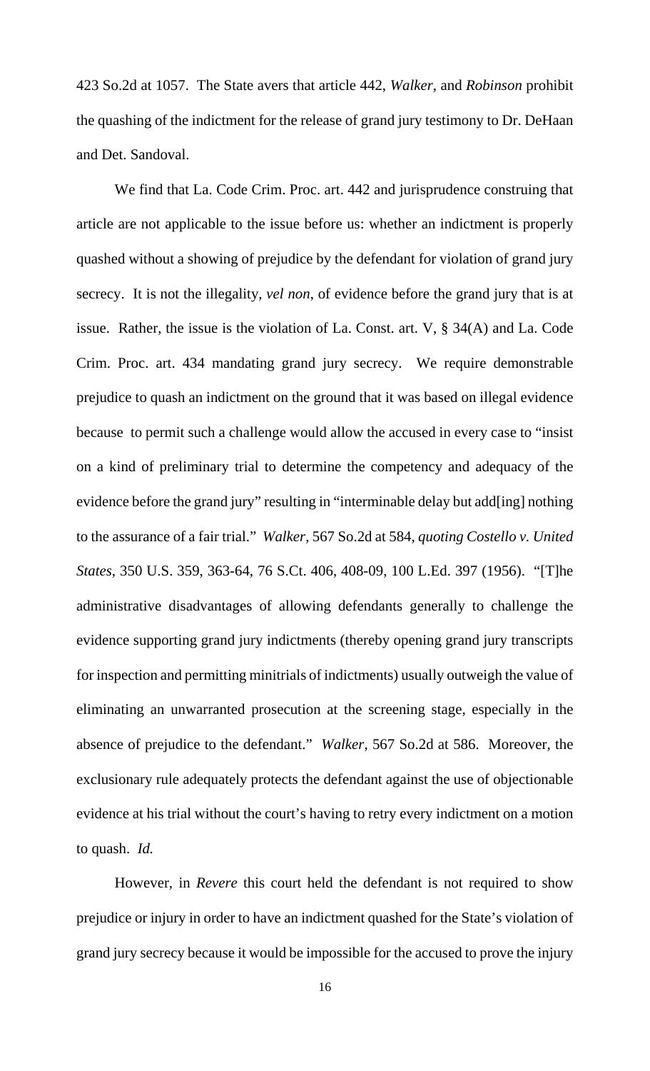423 So.2d at 1057. The State avers that article 442, *Walker*, and *Robinson* prohibit the quashing of the indictment for the release of grand jury testimony to Dr. DeHaan and Det. Sandoval.

We find that La. Code Crim. Proc. art. 442 and jurisprudence construing that article are not applicable to the issue before us: whether an indictment is properly quashed without a showing of prejudice by the defendant for violation of grand jury secrecy. It is not the illegality, *vel non*, of evidence before the grand jury that is at issue. Rather, the issue is the violation of La. Const. art. V, § 34(A) and La. Code Crim. Proc. art. 434 mandating grand jury secrecy. We require demonstrable prejudice to quash an indictment on the ground that it was based on illegal evidence because to permit such a challenge would allow the accused in every case to "insist on a kind of preliminary trial to determine the competency and adequacy of the evidence before the grand jury" resulting in "interminable delay but add[ing] nothing to the assurance of a fair trial." *Walker*, 567 So.2d at 584, *quoting Costello v. United States*, 350 U.S. 359, 363-64, 76 S.Ct. 406, 408-09, 100 L.Ed. 397 (1956). "[T]he administrative disadvantages of allowing defendants generally to challenge the evidence supporting grand jury indictments (thereby opening grand jury transcripts for inspection and permitting minitrials of indictments) usually outweigh the value of eliminating an unwarranted prosecution at the screening stage, especially in the absence of prejudice to the defendant." *Walker*, 567 So.2d at 586. Moreover, the exclusionary rule adequately protects the defendant against the use of objectionable evidence at his trial without the court's having to retry every indictment on a motion to quash. *Id.*

However, in *Revere* this court held the defendant is not required to show prejudice or injury in order to have an indictment quashed for the State's violation of grand jury secrecy because it would be impossible for the accused to prove the injury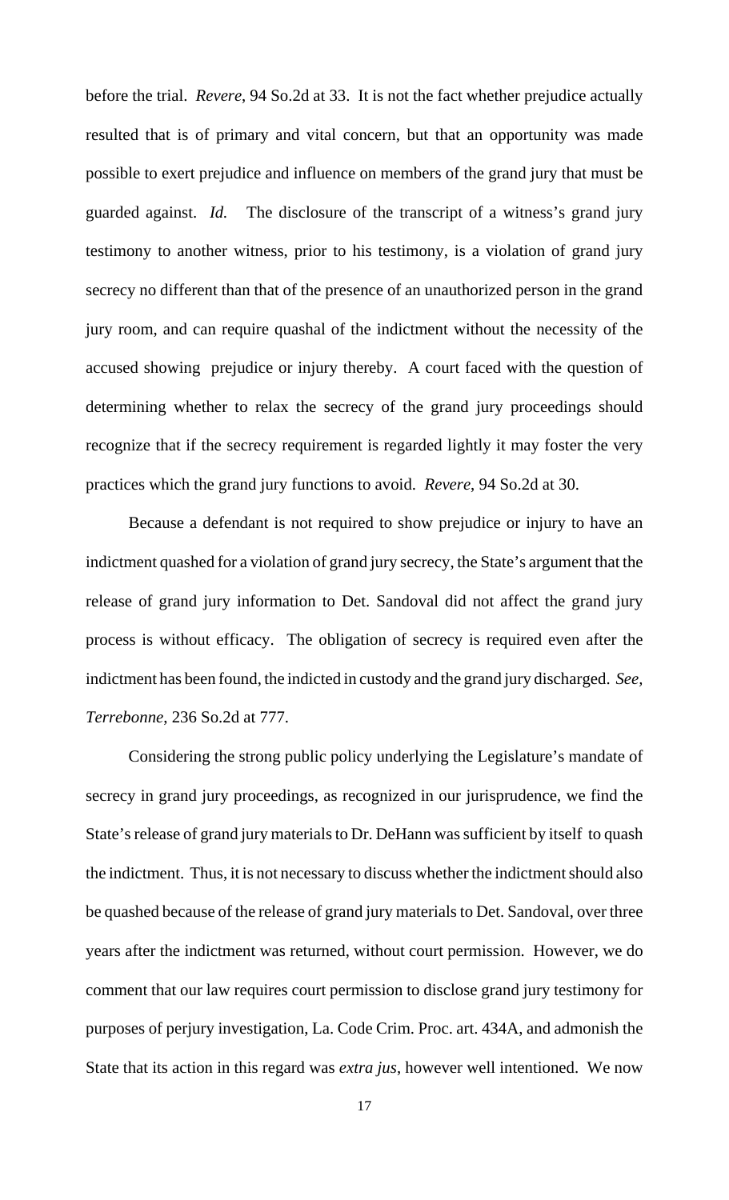before the trial. *Revere*, 94 So.2d at 33. It is not the fact whether prejudice actually resulted that is of primary and vital concern, but that an opportunity was made possible to exert prejudice and influence on members of the grand jury that must be guarded against. *Id.* The disclosure of the transcript of a witness's grand jury testimony to another witness, prior to his testimony, is a violation of grand jury secrecy no different than that of the presence of an unauthorized person in the grand jury room, and can require quashal of the indictment without the necessity of the accused showing prejudice or injury thereby. A court faced with the question of determining whether to relax the secrecy of the grand jury proceedings should recognize that if the secrecy requirement is regarded lightly it may foster the very practices which the grand jury functions to avoid. *Revere*, 94 So.2d at 30.

Because a defendant is not required to show prejudice or injury to have an indictment quashed for a violation of grand jury secrecy, the State's argument that the release of grand jury information to Det. Sandoval did not affect the grand jury process is without efficacy. The obligation of secrecy is required even after the indictment has been found, the indicted in custody and the grand jury discharged. *See, Terrebonne*, 236 So.2d at 777.

Considering the strong public policy underlying the Legislature's mandate of secrecy in grand jury proceedings, as recognized in our jurisprudence, we find the State's release of grand jury materials to Dr. DeHann was sufficient by itself to quash the indictment. Thus, it is not necessary to discuss whether the indictment should also be quashed because of the release of grand jury materials to Det. Sandoval, over three years after the indictment was returned, without court permission. However, we do comment that our law requires court permission to disclose grand jury testimony for purposes of perjury investigation, La. Code Crim. Proc. art. 434A, and admonish the State that its action in this regard was *extra jus*, however well intentioned. We now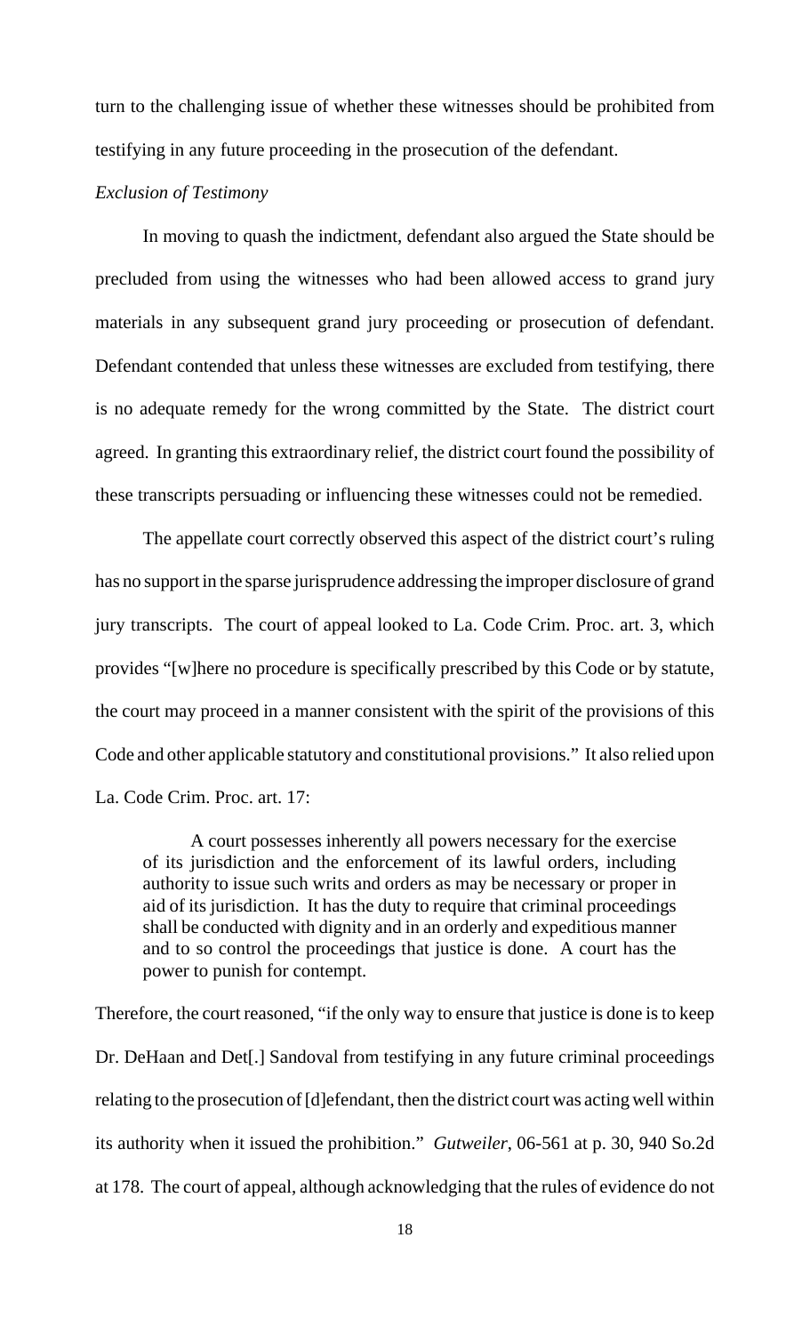turn to the challenging issue of whether these witnesses should be prohibited from testifying in any future proceeding in the prosecution of the defendant.

*Exclusion of Testimony*

In moving to quash the indictment, defendant also argued the State should be precluded from using the witnesses who had been allowed access to grand jury materials in any subsequent grand jury proceeding or prosecution of defendant. Defendant contended that unless these witnesses are excluded from testifying, there is no adequate remedy for the wrong committed by the State. The district court agreed. In granting this extraordinary relief, the district court found the possibility of these transcripts persuading or influencing these witnesses could not be remedied.

The appellate court correctly observed this aspect of the district court's ruling has no support in the sparse jurisprudence addressing the improper disclosure of grand jury transcripts. The court of appeal looked to La. Code Crim. Proc. art. 3, which provides "[w]here no procedure is specifically prescribed by this Code or by statute, the court may proceed in a manner consistent with the spirit of the provisions of this Code and other applicable statutory and constitutional provisions." It also relied upon La. Code Crim. Proc. art. 17:

> A court possesses inherently all powers necessary for the exercise of its jurisdiction and the enforcement of its lawful orders, including authority to issue such writs and orders as may be necessary or proper in aid of its jurisdiction. It has the duty to require that criminal proceedings shall be conducted with dignity and in an orderly and expeditious manner and to so control the proceedings that justice is done. A court has the power to punish for contempt.

Therefore, the court reasoned, "if the only way to ensure that justice is done is to keep Dr. DeHaan and Det[.] Sandoval from testifying in any future criminal proceedings relating to the prosecution of [d]efendant, then the district court was acting well within its authority when it issued the prohibition." *Gutweiler*, 06-561 at p. 30, 940 So.2d at 178. The court of appeal, although acknowledging that the rules of evidence do not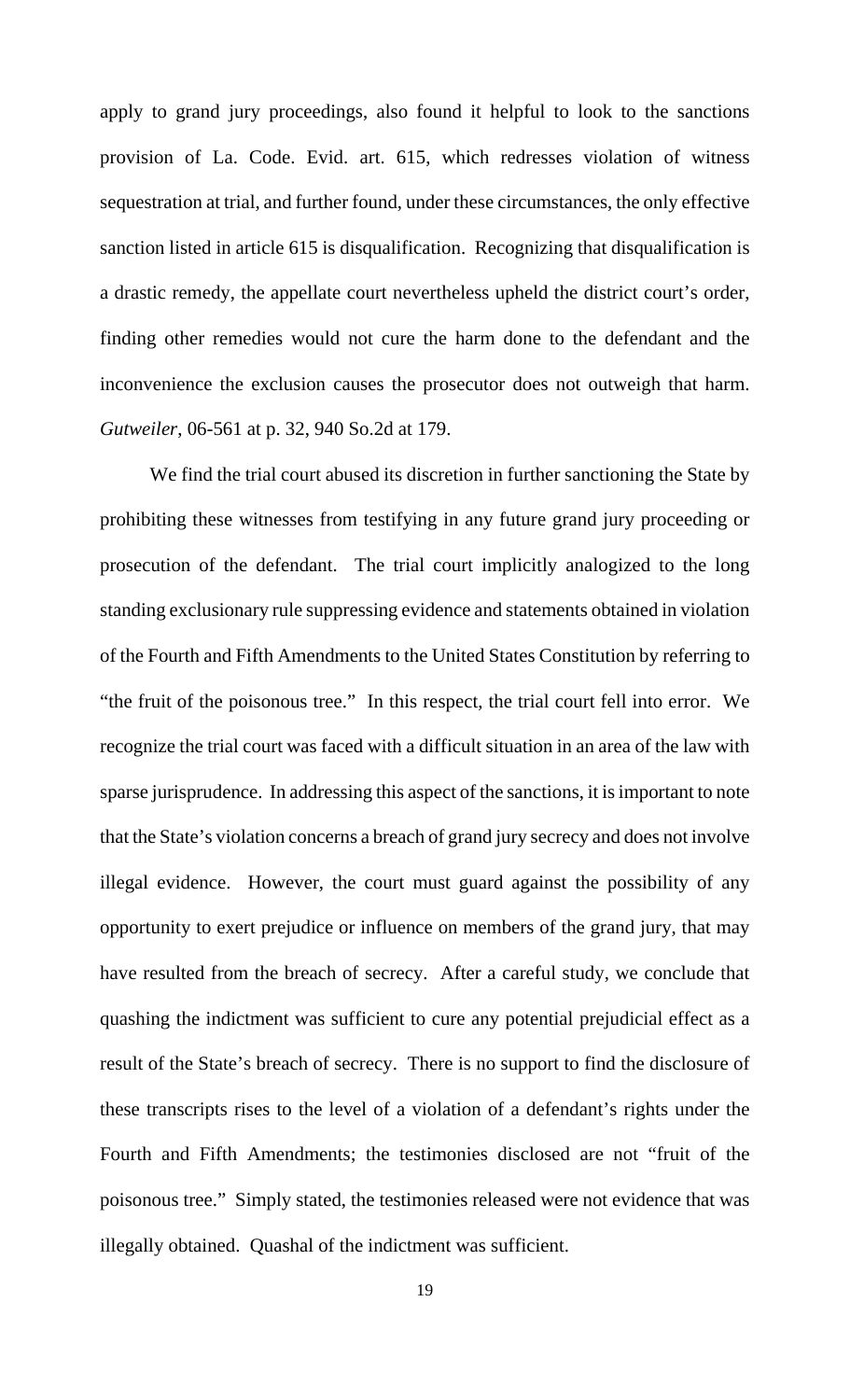apply to grand jury proceedings, also found it helpful to look to the sanctions provision of La. Code. Evid. art. 615, which redresses violation of witness sequestration at trial, and further found, under these circumstances, the only effective sanction listed in article 615 is disqualification. Recognizing that disqualification is a drastic remedy, the appellate court nevertheless upheld the district court's order, finding other remedies would not cure the harm done to the defendant and the inconvenience the exclusion causes the prosecutor does not outweigh that harm. *Gutweiler*, 06-561 at p. 32, 940 So.2d at 179.

We find the trial court abused its discretion in further sanctioning the State by prohibiting these witnesses from testifying in any future grand jury proceeding or prosecution of the defendant. The trial court implicitly analogized to the long standing exclusionary rule suppressing evidence and statements obtained in violation of the Fourth and Fifth Amendments to the United States Constitution by referring to "the fruit of the poisonous tree." In this respect, the trial court fell into error. We recognize the trial court was faced with a difficult situation in an area of the law with sparse jurisprudence. In addressing this aspect of the sanctions, it is important to note that the State's violation concerns a breach of grand jury secrecy and does not involve illegal evidence. However, the court must guard against the possibility of any opportunity to exert prejudice or influence on members of the grand jury, that may have resulted from the breach of secrecy. After a careful study, we conclude that quashing the indictment was sufficient to cure any potential prejudicial effect as a result of the State's breach of secrecy. There is no support to find the disclosure of these transcripts rises to the level of a violation of a defendant's rights under the Fourth and Fifth Amendments; the testimonies disclosed are not "fruit of the poisonous tree." Simply stated, the testimonies released were not evidence that was illegally obtained. Quashal of the indictment was sufficient.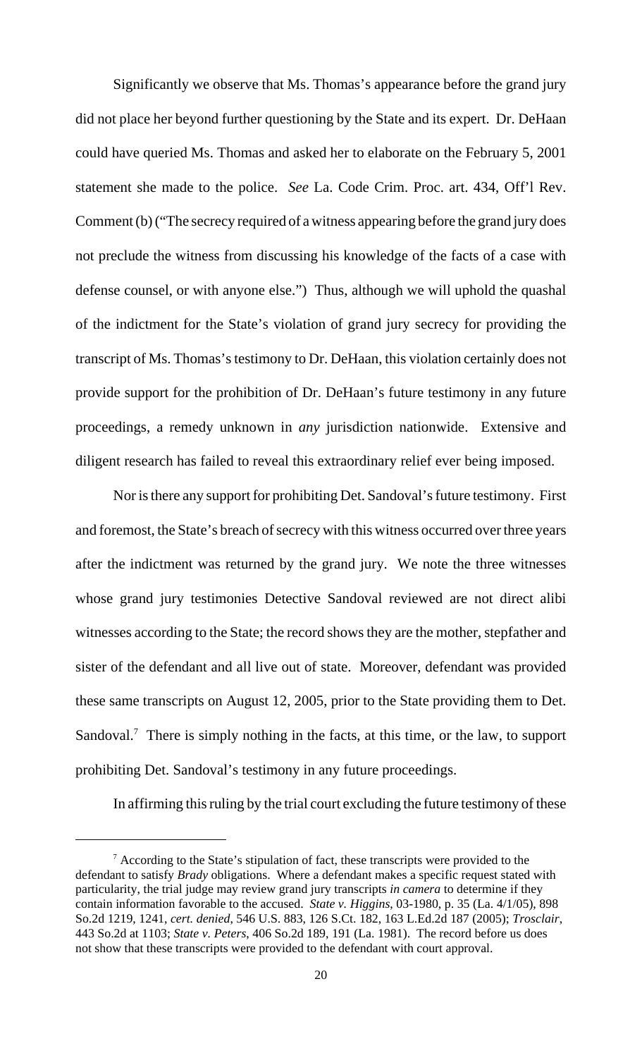Significantly we observe that Ms. Thomas's appearance before the grand jury did not place her beyond further questioning by the State and its expert. Dr. DeHaan could have queried Ms. Thomas and asked her to elaborate on the February 5, 2001 statement she made to the police. *See* La. Code Crim. Proc. art. 434, Off'l Rev. Comment (b) ("The secrecy required of a witness appearing before the grand jury does not preclude the witness from discussing his knowledge of the facts of a case with defense counsel, or with anyone else.") Thus, although we will uphold the quashal of the indictment for the State's violation of grand jury secrecy for providing the transcript of Ms. Thomas's testimony to Dr. DeHaan, this violation certainly does not provide support for the prohibition of Dr. DeHaan's future testimony in any future proceedings, a remedy unknown in *any* jurisdiction nationwide. Extensive and diligent research has failed to reveal this extraordinary relief ever being imposed.

Nor is there any support for prohibiting Det. Sandoval's future testimony. First and foremost, the State's breach of secrecy with this witness occurred over three years after the indictment was returned by the grand jury. We note the three witnesses whose grand jury testimonies Detective Sandoval reviewed are not direct alibi witnesses according to the State; the record shows they are the mother, stepfather and sister of the defendant and all live out of state. Moreover, defendant was provided these same transcripts on August 12, 2005, prior to the State providing them to Det. Sandoval.[7] There is simply nothing in the facts, at this time, or the law, to support prohibiting Det. Sandoval's testimony in any future proceedings.

In affirming this ruling by the trial court excluding the future testimony of these

---

[7] According to the State's stipulation of fact, these transcripts were provided to the defendant to satisfy *Brady* obligations. Where a defendant makes a specific request stated with particularity, the trial judge may review grand jury transcripts *in camera* to determine if they contain information favorable to the accused. *State v. Higgins*, 03-1980, p. 35 (La. 4/1/05), 898 So.2d 1219, 1241, *cert. denied*, 546 U.S. 883, 126 S.Ct. 182, 163 L.Ed.2d 187 (2005); *Trosclair*, 443 So.2d at 1103; *State v. Peters*, 406 So.2d 189, 191 (La. 1981). The record before us does not show that these transcripts were provided to the defendant with court approval.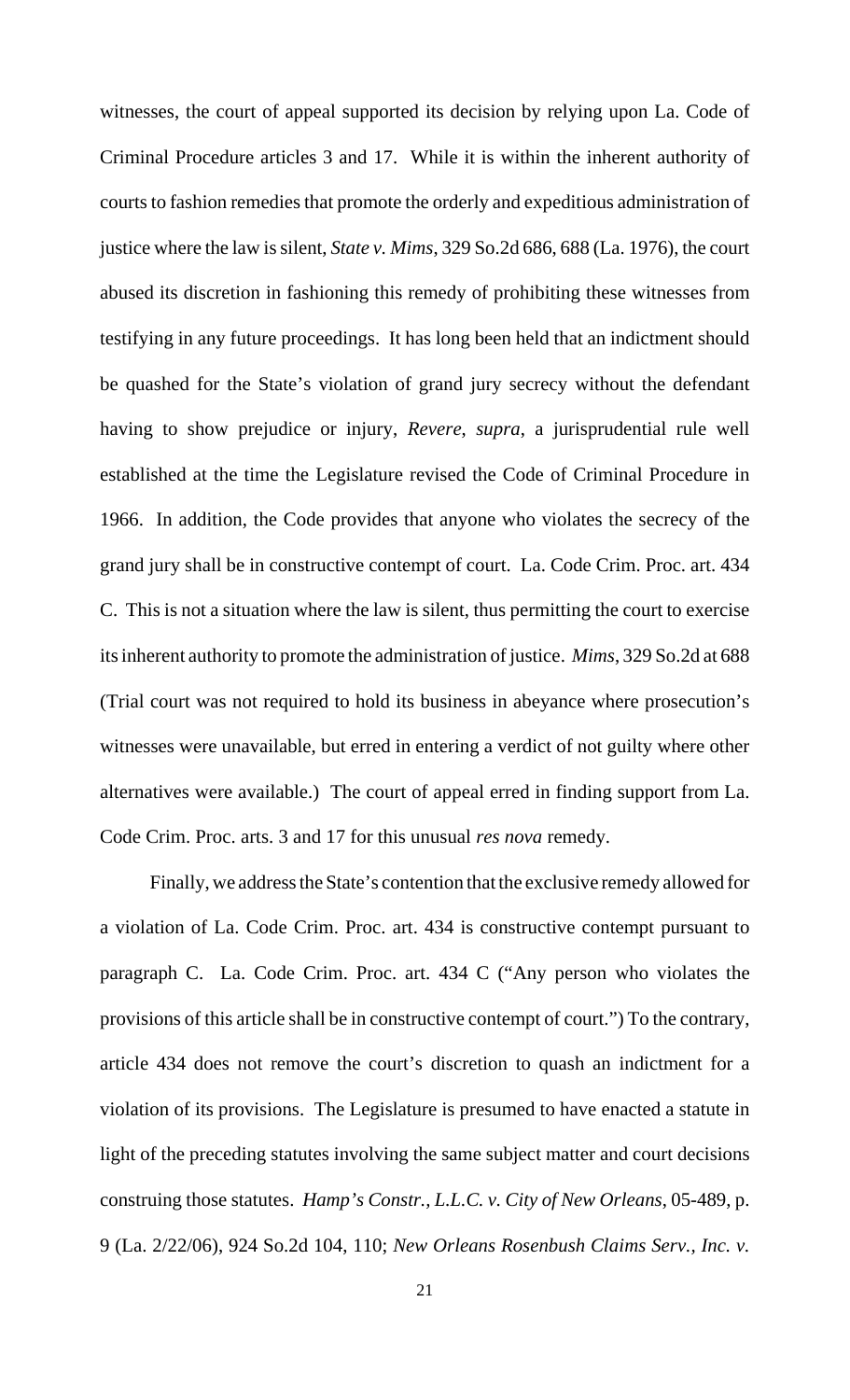witnesses, the court of appeal supported its decision by relying upon La. Code of Criminal Procedure articles 3 and 17. While it is within the inherent authority of courts to fashion remedies that promote the orderly and expeditious administration of justice where the law is silent, *State v. Mims*, 329 So.2d 686, 688 (La. 1976), the court abused its discretion in fashioning this remedy of prohibiting these witnesses from testifying in any future proceedings. It has long been held that an indictment should be quashed for the State's violation of grand jury secrecy without the defendant having to show prejudice or injury, *Revere*, *supra*, a jurisprudential rule well established at the time the Legislature revised the Code of Criminal Procedure in 1966. In addition, the Code provides that anyone who violates the secrecy of the grand jury shall be in constructive contempt of court. La. Code Crim. Proc. art. 434 C. This is not a situation where the law is silent, thus permitting the court to exercise its inherent authority to promote the administration of justice. *Mims*, 329 So.2d at 688 (Trial court was not required to hold its business in abeyance where prosecution's witnesses were unavailable, but erred in entering a verdict of not guilty where other alternatives were available.) The court of appeal erred in finding support from La. Code Crim. Proc. arts. 3 and 17 for this unusual *res nova* remedy.

Finally, we address the State's contention that the exclusive remedy allowed for a violation of La. Code Crim. Proc. art. 434 is constructive contempt pursuant to paragraph C. La. Code Crim. Proc. art. 434 C ("Any person who violates the provisions of this article shall be in constructive contempt of court.") To the contrary, article 434 does not remove the court's discretion to quash an indictment for a violation of its provisions. The Legislature is presumed to have enacted a statute in light of the preceding statutes involving the same subject matter and court decisions construing those statutes. *Hamp's Constr., L.L.C. v. City of New Orleans*, 05-489, p. 9 (La. 2/22/06), 924 So.2d 104, 110; *New Orleans Rosenbush Claims Serv., Inc. v.*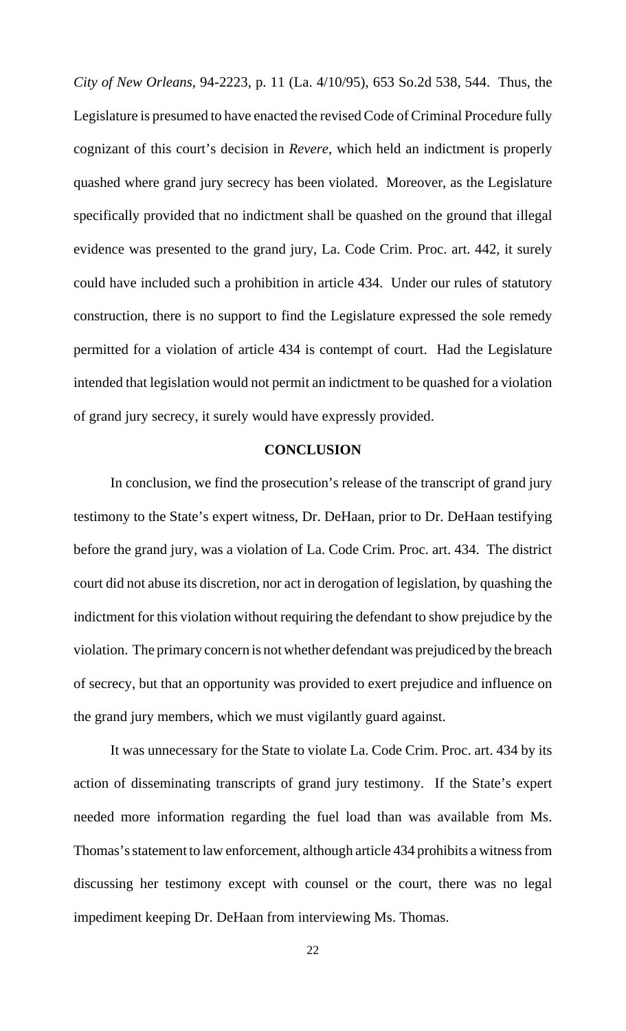*City of New Orleans*, 94-2223, p. 11 (La. 4/10/95), 653 So.2d 538, 544. Thus, the Legislature is presumed to have enacted the revised Code of Criminal Procedure fully cognizant of this court's decision in *Revere*, which held an indictment is properly quashed where grand jury secrecy has been violated. Moreover, as the Legislature specifically provided that no indictment shall be quashed on the ground that illegal evidence was presented to the grand jury, La. Code Crim. Proc. art. 442, it surely could have included such a prohibition in article 434. Under our rules of statutory construction, there is no support to find the Legislature expressed the sole remedy permitted for a violation of article 434 is contempt of court. Had the Legislature intended that legislation would not permit an indictment to be quashed for a violation of grand jury secrecy, it surely would have expressly provided.

## CONCLUSION

In conclusion, we find the prosecution's release of the transcript of grand jury testimony to the State's expert witness, Dr. DeHaan, prior to Dr. DeHaan testifying before the grand jury, was a violation of La. Code Crim. Proc. art. 434. The district court did not abuse its discretion, nor act in derogation of legislation, by quashing the indictment for this violation without requiring the defendant to show prejudice by the violation. The primary concern is not whether defendant was prejudiced by the breach of secrecy, but that an opportunity was provided to exert prejudice and influence on the grand jury members, which we must vigilantly guard against.

It was unnecessary for the State to violate La. Code Crim. Proc. art. 434 by its action of disseminating transcripts of grand jury testimony. If the State's expert needed more information regarding the fuel load than was available from Ms. Thomas's statement to law enforcement, although article 434 prohibits a witness from discussing her testimony except with counsel or the court, there was no legal impediment keeping Dr. DeHaan from interviewing Ms. Thomas.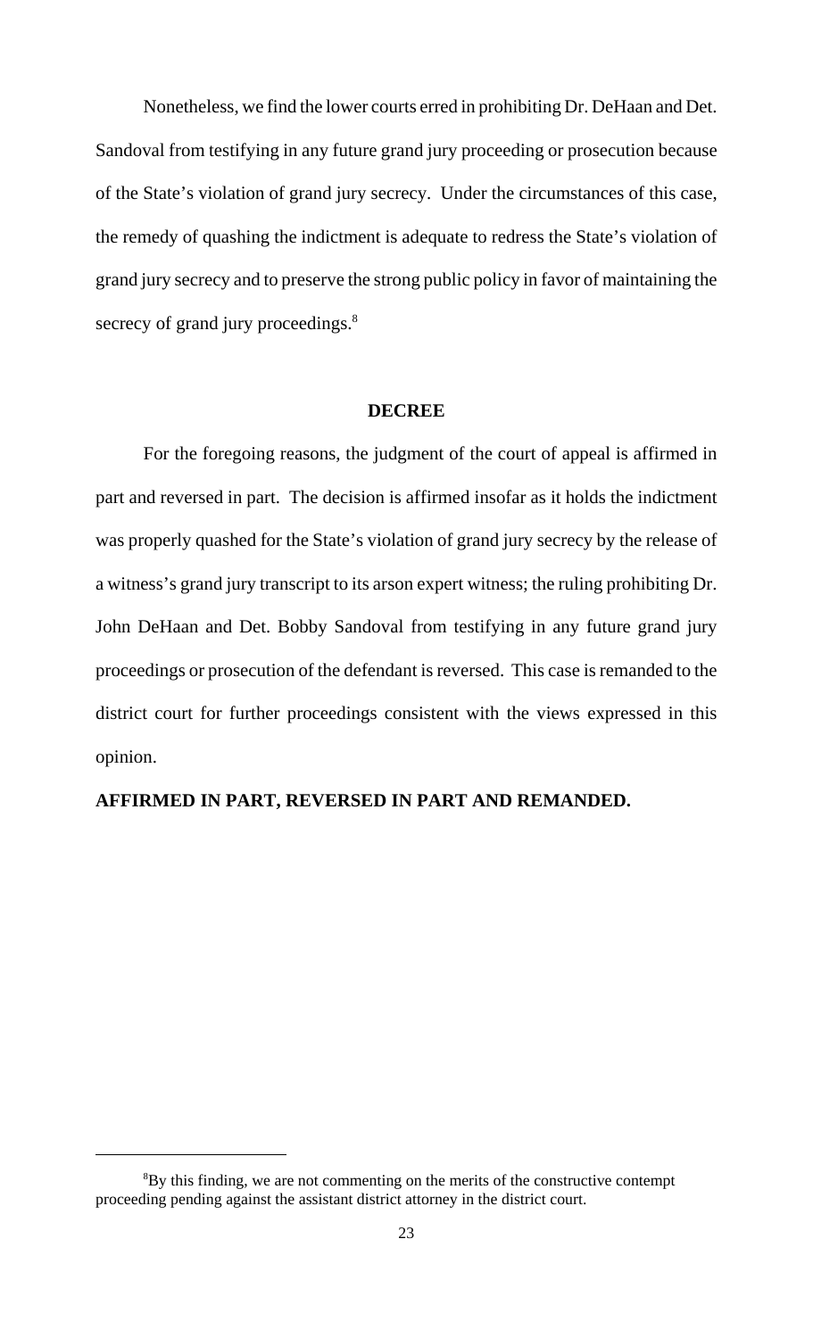Nonetheless, we find the lower courts erred in prohibiting Dr. DeHaan and Det. Sandoval from testifying in any future grand jury proceeding or prosecution because of the State's violation of grand jury secrecy. Under the circumstances of this case, the remedy of quashing the indictment is adequate to redress the State's violation of grand jury secrecy and to preserve the strong public policy in favor of maintaining the secrecy of grand jury proceedings.[8]

## DECREE

For the foregoing reasons, the judgment of the court of appeal is affirmed in part and reversed in part. The decision is affirmed insofar as it holds the indictment was properly quashed for the State's violation of grand jury secrecy by the release of a witness's grand jury transcript to its arson expert witness; the ruling prohibiting Dr. John DeHaan and Det. Bobby Sandoval from testifying in any future grand jury proceedings or prosecution of the defendant is reversed. This case is remanded to the district court for further proceedings consistent with the views expressed in this opinion.

**AFFIRMED IN PART, REVERSED IN PART AND REMANDED.**

---

[8] By this finding, we are not commenting on the merits of the constructive contempt proceeding pending against the assistant district attorney in the district court.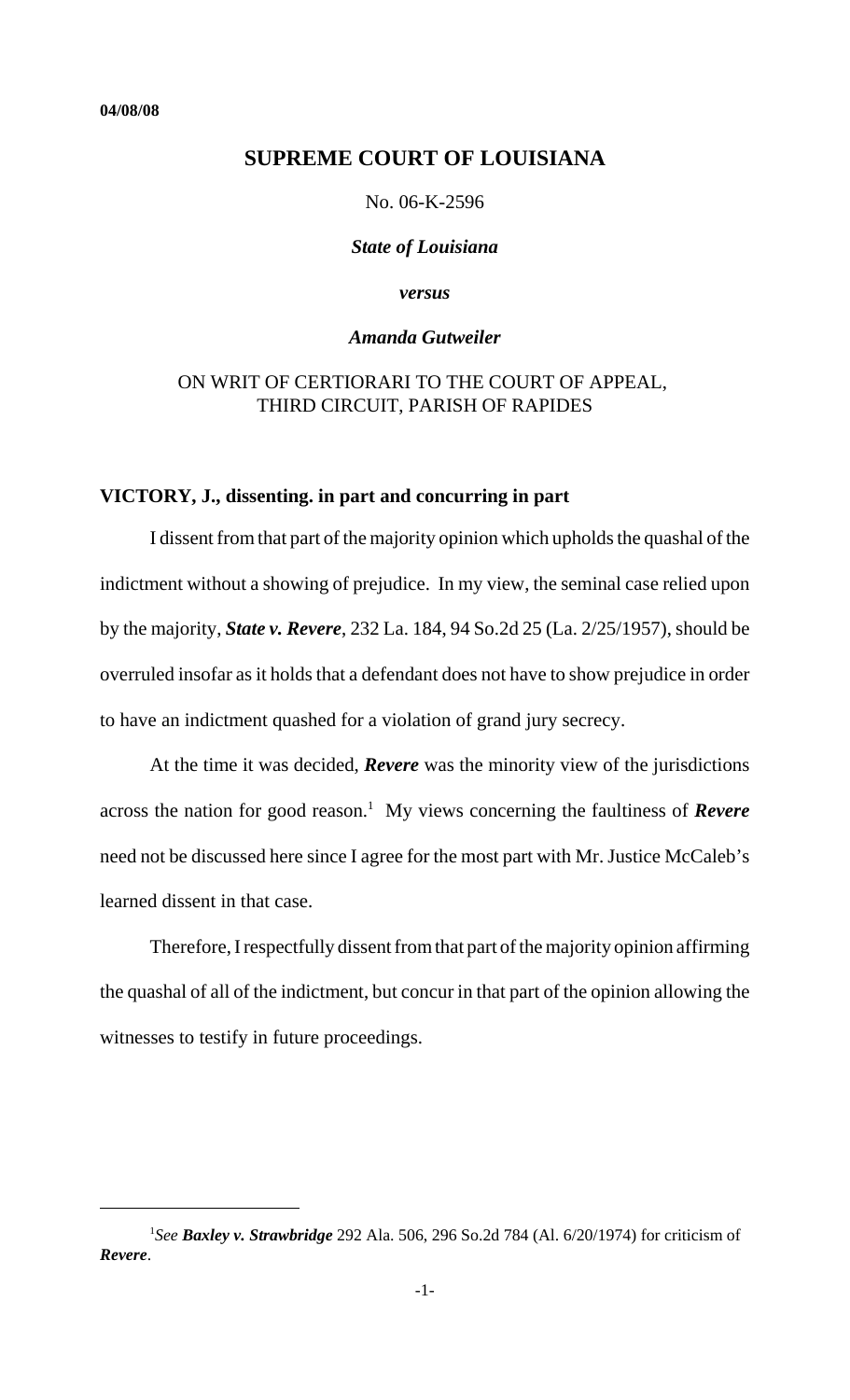04/08/08

## SUPREME COURT OF LOUISIANA

No. 06-K-2596

***State of Louisiana***

***versus***

***Amanda Gutweiler***

ON WRIT OF CERTIORARI TO THE COURT OF APPEAL, THIRD CIRCUIT, PARISH OF RAPIDES

**VICTORY, J., dissenting. in part and concurring in part**

I dissent from that part of the majority opinion which upholds the quashal of the indictment without a showing of prejudice. In my view, the seminal case relied upon by the majority, ***State v. Revere***, 232 La. 184, 94 So.2d 25 (La. 2/25/1957), should be overruled insofar as it holds that a defendant does not have to show prejudice in order to have an indictment quashed for a violation of grand jury secrecy.

At the time it was decided, ***Revere*** was the minority view of the jurisdictions across the nation for good reason.[1] My views concerning the faultiness of ***Revere*** need not be discussed here since I agree for the most part with Mr. Justice McCaleb's learned dissent in that case.

Therefore, I respectfully dissent from that part of the majority opinion affirming the quashal of all of the indictment, but concur in that part of the opinion allowing the witnesses to testify in future proceedings.

---

[1]*See* ***Baxley v. Strawbridge*** 292 Ala. 506, 296 So.2d 784 (Al. 6/20/1974) for criticism of ***Revere***.